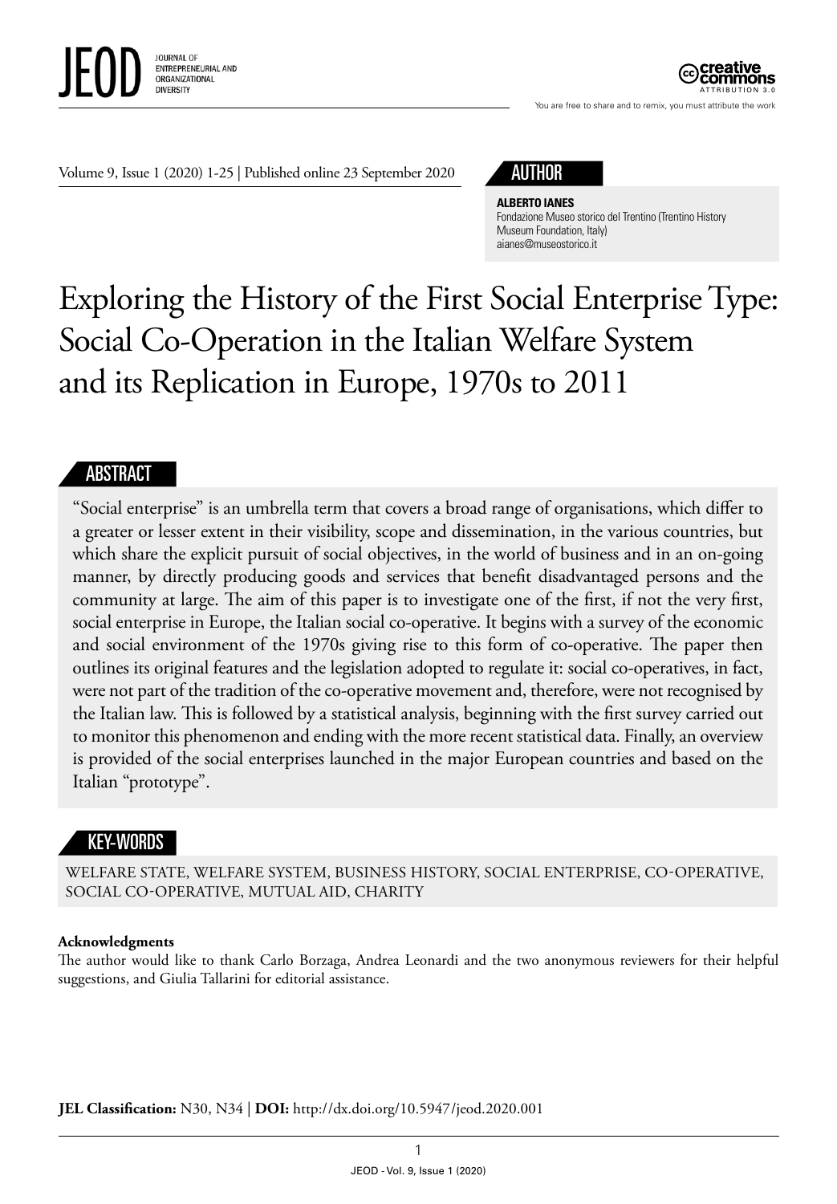JEOD JOURNAL OF ENTREPRENEURIAL AND ORGANIZATIONAL DIVERSITY

You are free to share and to remix, you must attribute the work

Volume 9, Issue 1 (2020) 1-25 | Published online 23 September 2020

## AUTHOR

**ALBERTO IANES**
Fondazione Museo storico del Trentino (Trentino History Museum Foundation, Italy)
aianes@museostorico.it

# Exploring the History of the First Social Enterprise Type: Social Co-Operation in the Italian Welfare System and its Replication in Europe, 1970s to 2011

## ABSTRACT

"Social enterprise" is an umbrella term that covers a broad range of organisations, which differ to a greater or lesser extent in their visibility, scope and dissemination, in the various countries, but which share the explicit pursuit of social objectives, in the world of business and in an on-going manner, by directly producing goods and services that benefit disadvantaged persons and the community at large. The aim of this paper is to investigate one of the first, if not the very first, social enterprise in Europe, the Italian social co-operative. It begins with a survey of the economic and social environment of the 1970s giving rise to this form of co-operative. The paper then outlines its original features and the legislation adopted to regulate it: social co-operatives, in fact, were not part of the tradition of the co-operative movement and, therefore, were not recognised by the Italian law. This is followed by a statistical analysis, beginning with the first survey carried out to monitor this phenomenon and ending with the more recent statistical data. Finally, an overview is provided of the social enterprises launched in the major European countries and based on the Italian "prototype".

## KEY-WORDS

WELFARE STATE, WELFARE SYSTEM, BUSINESS HISTORY, SOCIAL ENTERPRISE, CO-OPERATIVE, SOCIAL CO-OPERATIVE, MUTUAL AID, CHARITY

**Acknowledgments**
The author would like to thank Carlo Borzaga, Andrea Leonardi and the two anonymous reviewers for their helpful suggestions, and Giulia Tallarini for editorial assistance.

**JEL Classification:** N30, N34 | **DOI:** http://dx.doi.org/10.5947/jeod.2020.001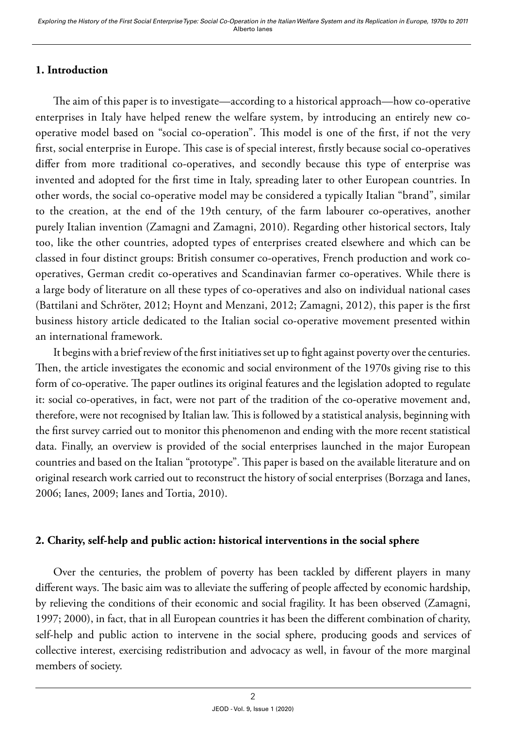## 1. Introduction

The aim of this paper is to investigate—according to a historical approach—how co-operative enterprises in Italy have helped renew the welfare system, by introducing an entirely new co-operative model based on "social co-operation". This model is one of the first, if not the very first, social enterprise in Europe. This case is of special interest, firstly because social co-operatives differ from more traditional co-operatives, and secondly because this type of enterprise was invented and adopted for the first time in Italy, spreading later to other European countries. In other words, the social co-operative model may be considered a typically Italian "brand", similar to the creation, at the end of the 19th century, of the farm labourer co-operatives, another purely Italian invention (Zamagni and Zamagni, 2010). Regarding other historical sectors, Italy too, like the other countries, adopted types of enterprises created elsewhere and which can be classed in four distinct groups: British consumer co-operatives, French production and work co-operatives, German credit co-operatives and Scandinavian farmer co-operatives. While there is a large body of literature on all these types of co-operatives and also on individual national cases (Battilani and Schröter, 2012; Hoynt and Menzani, 2012; Zamagni, 2012), this paper is the first business history article dedicated to the Italian social co-operative movement presented within an international framework.

It begins with a brief review of the first initiatives set up to fight against poverty over the centuries. Then, the article investigates the economic and social environment of the 1970s giving rise to this form of co-operative. The paper outlines its original features and the legislation adopted to regulate it: social co-operatives, in fact, were not part of the tradition of the co-operative movement and, therefore, were not recognised by Italian law. This is followed by a statistical analysis, beginning with the first survey carried out to monitor this phenomenon and ending with the more recent statistical data. Finally, an overview is provided of the social enterprises launched in the major European countries and based on the Italian "prototype". This paper is based on the available literature and on original research work carried out to reconstruct the history of social enterprises (Borzaga and Ianes, 2006; Ianes, 2009; Ianes and Tortia, 2010).

## 2. Charity, self-help and public action: historical interventions in the social sphere

Over the centuries, the problem of poverty has been tackled by different players in many different ways. The basic aim was to alleviate the suffering of people affected by economic hardship, by relieving the conditions of their economic and social fragility. It has been observed (Zamagni, 1997; 2000), in fact, that in all European countries it has been the different combination of charity, self-help and public action to intervene in the social sphere, producing goods and services of collective interest, exercising redistribution and advocacy as well, in favour of the more marginal members of society.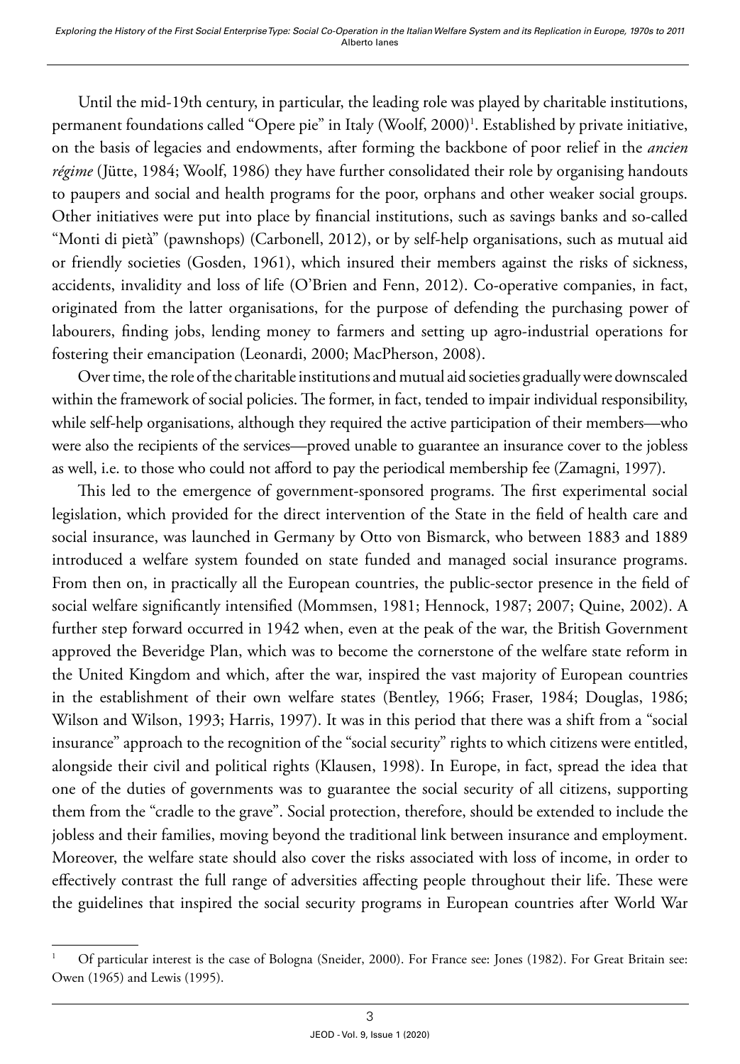Until the mid-19th century, in particular, the leading role was played by charitable institutions, permanent foundations called "Opere pie" in Italy (Woolf, 2000)[1]. Established by private initiative, on the basis of legacies and endowments, after forming the backbone of poor relief in the *ancien régime* (Jütte, 1984; Woolf, 1986) they have further consolidated their role by organising handouts to paupers and social and health programs for the poor, orphans and other weaker social groups. Other initiatives were put into place by financial institutions, such as savings banks and so-called "Monti di pietà" (pawnshops) (Carbonell, 2012), or by self-help organisations, such as mutual aid or friendly societies (Gosden, 1961), which insured their members against the risks of sickness, accidents, invalidity and loss of life (O'Brien and Fenn, 2012). Co-operative companies, in fact, originated from the latter organisations, for the purpose of defending the purchasing power of labourers, finding jobs, lending money to farmers and setting up agro-industrial operations for fostering their emancipation (Leonardi, 2000; MacPherson, 2008).

Over time, the role of the charitable institutions and mutual aid societies gradually were downscaled within the framework of social policies. The former, in fact, tended to impair individual responsibility, while self-help organisations, although they required the active participation of their members—who were also the recipients of the services—proved unable to guarantee an insurance cover to the jobless as well, i.e. to those who could not afford to pay the periodical membership fee (Zamagni, 1997).

This led to the emergence of government-sponsored programs. The first experimental social legislation, which provided for the direct intervention of the State in the field of health care and social insurance, was launched in Germany by Otto von Bismarck, who between 1883 and 1889 introduced a welfare system founded on state funded and managed social insurance programs. From then on, in practically all the European countries, the public-sector presence in the field of social welfare significantly intensified (Mommsen, 1981; Hennock, 1987; 2007; Quine, 2002). A further step forward occurred in 1942 when, even at the peak of the war, the British Government approved the Beveridge Plan, which was to become the cornerstone of the welfare state reform in the United Kingdom and which, after the war, inspired the vast majority of European countries in the establishment of their own welfare states (Bentley, 1966; Fraser, 1984; Douglas, 1986; Wilson and Wilson, 1993; Harris, 1997). It was in this period that there was a shift from a "social insurance" approach to the recognition of the "social security" rights to which citizens were entitled, alongside their civil and political rights (Klausen, 1998). In Europe, in fact, spread the idea that one of the duties of governments was to guarantee the social security of all citizens, supporting them from the "cradle to the grave". Social protection, therefore, should be extended to include the jobless and their families, moving beyond the traditional link between insurance and employment. Moreover, the welfare state should also cover the risks associated with loss of income, in order to effectively contrast the full range of adversities affecting people throughout their life. These were the guidelines that inspired the social security programs in European countries after World War

---

[1] Of particular interest is the case of Bologna (Sneider, 2000). For France see: Jones (1982). For Great Britain see: Owen (1965) and Lewis (1995).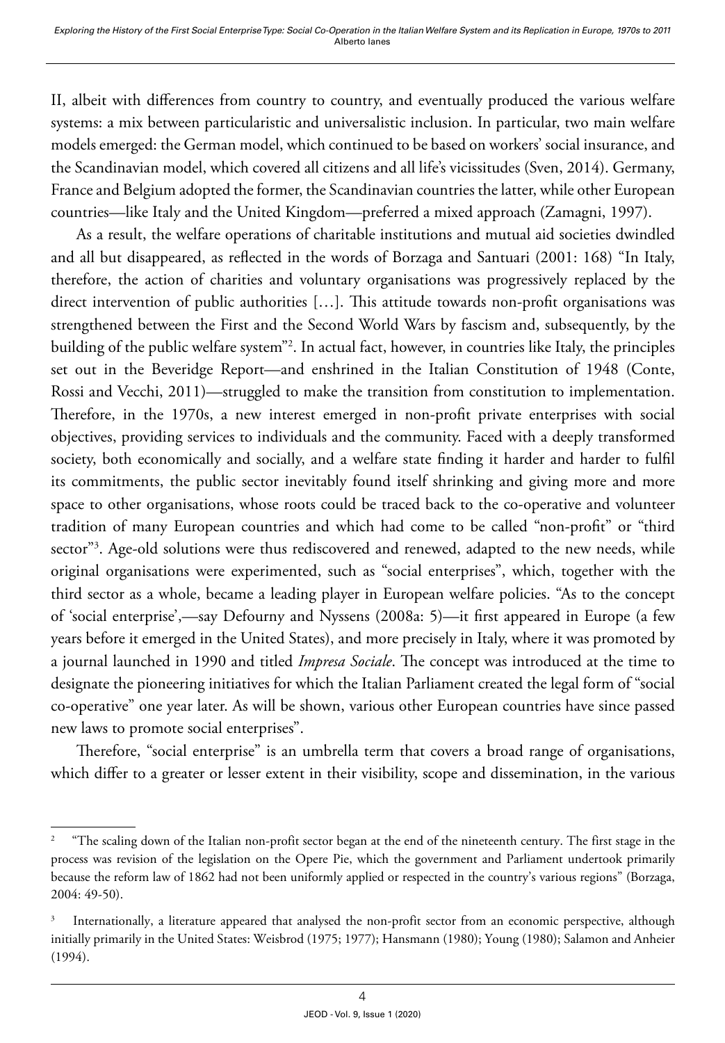II, albeit with differences from country to country, and eventually produced the various welfare systems: a mix between particularistic and universalistic inclusion. In particular, two main welfare models emerged: the German model, which continued to be based on workers' social insurance, and the Scandinavian model, which covered all citizens and all life's vicissitudes (Sven, 2014). Germany, France and Belgium adopted the former, the Scandinavian countries the latter, while other European countries—like Italy and the United Kingdom—preferred a mixed approach (Zamagni, 1997).

As a result, the welfare operations of charitable institutions and mutual aid societies dwindled and all but disappeared, as reflected in the words of Borzaga and Santuari (2001: 168) "In Italy, therefore, the action of charities and voluntary organisations was progressively replaced by the direct intervention of public authorities […]. This attitude towards non-profit organisations was strengthened between the First and the Second World Wars by fascism and, subsequently, by the building of the public welfare system"[2]. In actual fact, however, in countries like Italy, the principles set out in the Beveridge Report—and enshrined in the Italian Constitution of 1948 (Conte, Rossi and Vecchi, 2011)—struggled to make the transition from constitution to implementation. Therefore, in the 1970s, a new interest emerged in non-profit private enterprises with social objectives, providing services to individuals and the community. Faced with a deeply transformed society, both economically and socially, and a welfare state finding it harder and harder to fulfil its commitments, the public sector inevitably found itself shrinking and giving more and more space to other organisations, whose roots could be traced back to the co-operative and volunteer tradition of many European countries and which had come to be called "non-profit" or "third sector"[3]. Age-old solutions were thus rediscovered and renewed, adapted to the new needs, while original organisations were experimented, such as "social enterprises", which, together with the third sector as a whole, became a leading player in European welfare policies. "As to the concept of 'social enterprise',—say Defourny and Nyssens (2008a: 5)—it first appeared in Europe (a few years before it emerged in the United States), and more precisely in Italy, where it was promoted by a journal launched in 1990 and titled *Impresa Sociale*. The concept was introduced at the time to designate the pioneering initiatives for which the Italian Parliament created the legal form of "social co-operative" one year later. As will be shown, various other European countries have since passed new laws to promote social enterprises".

Therefore, "social enterprise" is an umbrella term that covers a broad range of organisations, which differ to a greater or lesser extent in their visibility, scope and dissemination, in the various

---

[2] "The scaling down of the Italian non-profit sector began at the end of the nineteenth century. The first stage in the process was revision of the legislation on the Opere Pie, which the government and Parliament undertook primarily because the reform law of 1862 had not been uniformly applied or respected in the country's various regions" (Borzaga, 2004: 49-50).

[3] Internationally, a literature appeared that analysed the non-profit sector from an economic perspective, although initially primarily in the United States: Weisbrod (1975; 1977); Hansmann (1980); Young (1980); Salamon and Anheier (1994).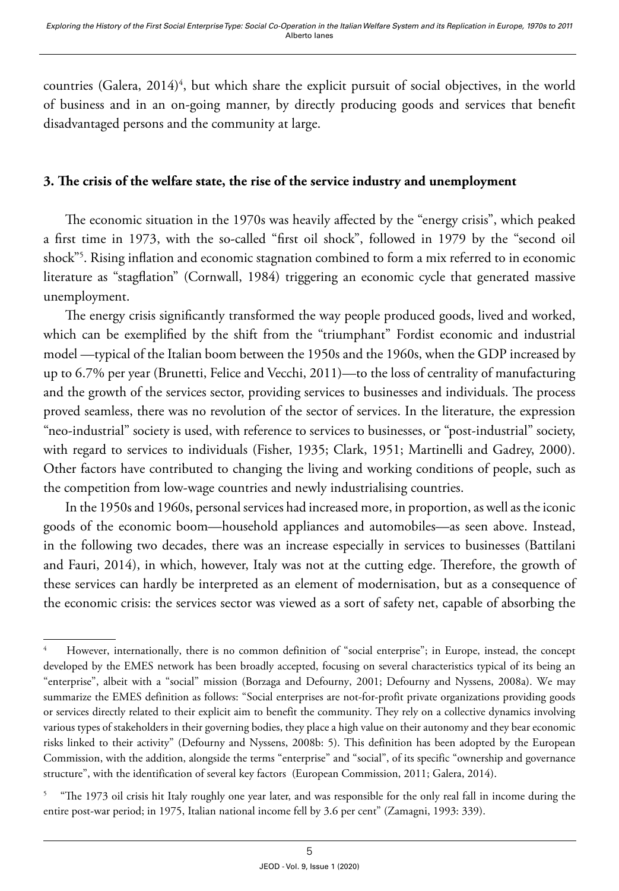countries (Galera, 2014)[4], but which share the explicit pursuit of social objectives, in the world of business and in an on-going manner, by directly producing goods and services that benefit disadvantaged persons and the community at large.

## 3. The crisis of the welfare state, the rise of the service industry and unemployment

The economic situation in the 1970s was heavily affected by the "energy crisis", which peaked a first time in 1973, with the so-called "first oil shock", followed in 1979 by the "second oil shock"[5]. Rising inflation and economic stagnation combined to form a mix referred to in economic literature as "stagflation" (Cornwall, 1984) triggering an economic cycle that generated massive unemployment.

The energy crisis significantly transformed the way people produced goods, lived and worked, which can be exemplified by the shift from the "triumphant" Fordist economic and industrial model —typical of the Italian boom between the 1950s and the 1960s, when the GDP increased by up to 6.7% per year (Brunetti, Felice and Vecchi, 2011)—to the loss of centrality of manufacturing and the growth of the services sector, providing services to businesses and individuals. The process proved seamless, there was no revolution of the sector of services. In the literature, the expression "neo-industrial" society is used, with reference to services to businesses, or "post-industrial" society, with regard to services to individuals (Fisher, 1935; Clark, 1951; Martinelli and Gadrey, 2000). Other factors have contributed to changing the living and working conditions of people, such as the competition from low-wage countries and newly industrialising countries.

In the 1950s and 1960s, personal services had increased more, in proportion, as well as the iconic goods of the economic boom—household appliances and automobiles—as seen above. Instead, in the following two decades, there was an increase especially in services to businesses (Battilani and Fauri, 2014), in which, however, Italy was not at the cutting edge. Therefore, the growth of these services can hardly be interpreted as an element of modernisation, but as a consequence of the economic crisis: the services sector was viewed as a sort of safety net, capable of absorbing the

---

[4] However, internationally, there is no common definition of "social enterprise"; in Europe, instead, the concept developed by the EMES network has been broadly accepted, focusing on several characteristics typical of its being an "enterprise", albeit with a "social" mission (Borzaga and Defourny, 2001; Defourny and Nyssens, 2008a). We may summarize the EMES definition as follows: "Social enterprises are not-for-profit private organizations providing goods or services directly related to their explicit aim to benefit the community. They rely on a collective dynamics involving various types of stakeholders in their governing bodies, they place a high value on their autonomy and they bear economic risks linked to their activity" (Defourny and Nyssens, 2008b: 5). This definition has been adopted by the European Commission, with the addition, alongside the terms "enterprise" and "social", of its specific "ownership and governance structure", with the identification of several key factors (European Commission, 2011; Galera, 2014).

[5] "The 1973 oil crisis hit Italy roughly one year later, and was responsible for the only real fall in income during the entire post-war period; in 1975, Italian national income fell by 3.6 per cent" (Zamagni, 1993: 339).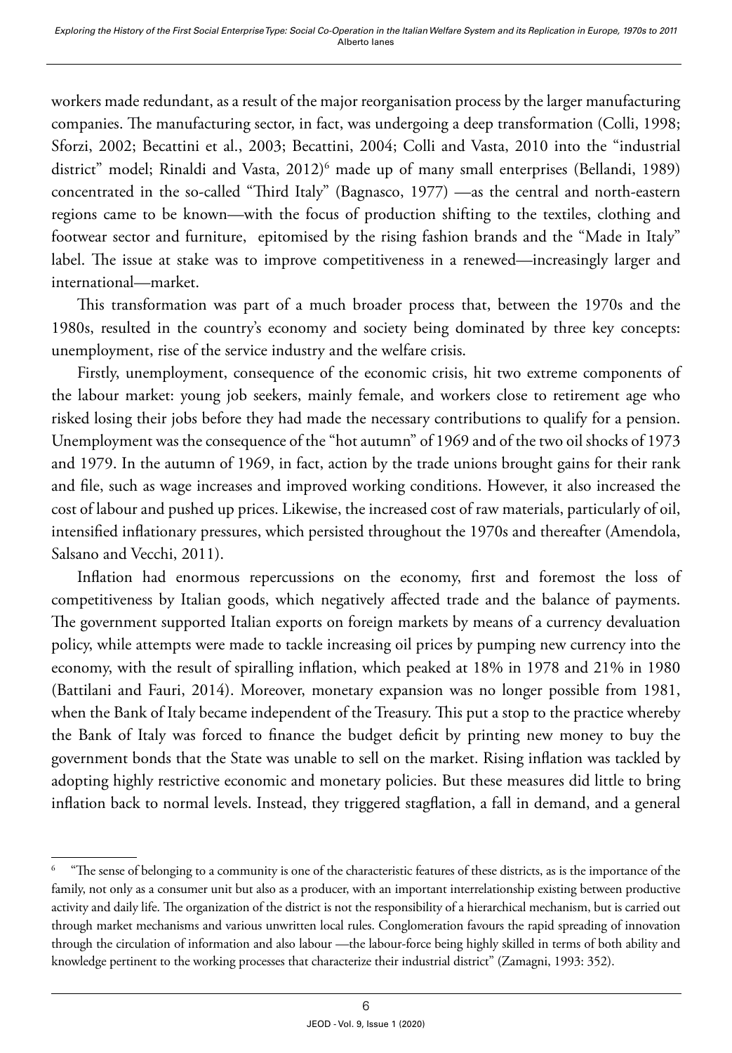workers made redundant, as a result of the major reorganisation process by the larger manufacturing companies. The manufacturing sector, in fact, was undergoing a deep transformation (Colli, 1998; Sforzi, 2002; Becattini et al., 2003; Becattini, 2004; Colli and Vasta, 2010 into the "industrial district" model; Rinaldi and Vasta, 2012)[6] made up of many small enterprises (Bellandi, 1989) concentrated in the so-called "Third Italy" (Bagnasco, 1977) —as the central and north-eastern regions came to be known—with the focus of production shifting to the textiles, clothing and footwear sector and furniture, epitomised by the rising fashion brands and the "Made in Italy" label. The issue at stake was to improve competitiveness in a renewed—increasingly larger and international—market.

This transformation was part of a much broader process that, between the 1970s and the 1980s, resulted in the country's economy and society being dominated by three key concepts: unemployment, rise of the service industry and the welfare crisis.

Firstly, unemployment, consequence of the economic crisis, hit two extreme components of the labour market: young job seekers, mainly female, and workers close to retirement age who risked losing their jobs before they had made the necessary contributions to qualify for a pension. Unemployment was the consequence of the "hot autumn" of 1969 and of the two oil shocks of 1973 and 1979. In the autumn of 1969, in fact, action by the trade unions brought gains for their rank and file, such as wage increases and improved working conditions. However, it also increased the cost of labour and pushed up prices. Likewise, the increased cost of raw materials, particularly of oil, intensified inflationary pressures, which persisted throughout the 1970s and thereafter (Amendola, Salsano and Vecchi, 2011).

Inflation had enormous repercussions on the economy, first and foremost the loss of competitiveness by Italian goods, which negatively affected trade and the balance of payments. The government supported Italian exports on foreign markets by means of a currency devaluation policy, while attempts were made to tackle increasing oil prices by pumping new currency into the economy, with the result of spiralling inflation, which peaked at 18% in 1978 and 21% in 1980 (Battilani and Fauri, 2014). Moreover, monetary expansion was no longer possible from 1981, when the Bank of Italy became independent of the Treasury. This put a stop to the practice whereby the Bank of Italy was forced to finance the budget deficit by printing new money to buy the government bonds that the State was unable to sell on the market. Rising inflation was tackled by adopting highly restrictive economic and monetary policies. But these measures did little to bring inflation back to normal levels. Instead, they triggered stagflation, a fall in demand, and a general

---

[6] "The sense of belonging to a community is one of the characteristic features of these districts, as is the importance of the family, not only as a consumer unit but also as a producer, with an important interrelationship existing between productive activity and daily life. The organization of the district is not the responsibility of a hierarchical mechanism, but is carried out through market mechanisms and various unwritten local rules. Conglomeration favours the rapid spreading of innovation through the circulation of information and also labour —the labour-force being highly skilled in terms of both ability and knowledge pertinent to the working processes that characterize their industrial district" (Zamagni, 1993: 352).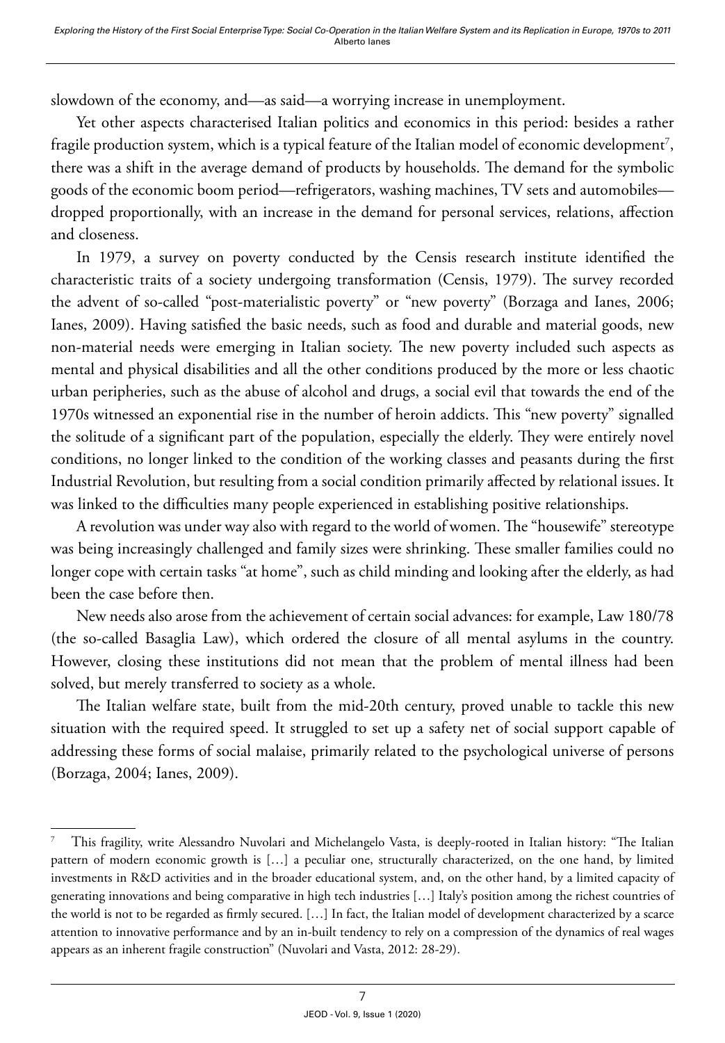slowdown of the economy, and—as said—a worrying increase in unemployment.

Yet other aspects characterised Italian politics and economics in this period: besides a rather fragile production system, which is a typical feature of the Italian model of economic development[7], there was a shift in the average demand of products by households. The demand for the symbolic goods of the economic boom period—refrigerators, washing machines, TV sets and automobiles—dropped proportionally, with an increase in the demand for personal services, relations, affection and closeness.

In 1979, a survey on poverty conducted by the Censis research institute identified the characteristic traits of a society undergoing transformation (Censis, 1979). The survey recorded the advent of so-called "post-materialistic poverty" or "new poverty" (Borzaga and Ianes, 2006; Ianes, 2009). Having satisfied the basic needs, such as food and durable and material goods, new non-material needs were emerging in Italian society. The new poverty included such aspects as mental and physical disabilities and all the other conditions produced by the more or less chaotic urban peripheries, such as the abuse of alcohol and drugs, a social evil that towards the end of the 1970s witnessed an exponential rise in the number of heroin addicts. This "new poverty" signalled the solitude of a significant part of the population, especially the elderly. They were entirely novel conditions, no longer linked to the condition of the working classes and peasants during the first Industrial Revolution, but resulting from a social condition primarily affected by relational issues. It was linked to the difficulties many people experienced in establishing positive relationships.

A revolution was under way also with regard to the world of women. The "housewife" stereotype was being increasingly challenged and family sizes were shrinking. These smaller families could no longer cope with certain tasks "at home", such as child minding and looking after the elderly, as had been the case before then.

New needs also arose from the achievement of certain social advances: for example, Law 180/78 (the so-called Basaglia Law), which ordered the closure of all mental asylums in the country. However, closing these institutions did not mean that the problem of mental illness had been solved, but merely transferred to society as a whole.

The Italian welfare state, built from the mid-20th century, proved unable to tackle this new situation with the required speed. It struggled to set up a safety net of social support capable of addressing these forms of social malaise, primarily related to the psychological universe of persons (Borzaga, 2004; Ianes, 2009).

---

[7] This fragility, write Alessandro Nuvolari and Michelangelo Vasta, is deeply-rooted in Italian history: "The Italian pattern of modern economic growth is […] a peculiar one, structurally characterized, on the one hand, by limited investments in R&D activities and in the broader educational system, and, on the other hand, by a limited capacity of generating innovations and being comparative in high tech industries […] Italy's position among the richest countries of the world is not to be regarded as firmly secured. […] In fact, the Italian model of development characterized by a scarce attention to innovative performance and by an in-built tendency to rely on a compression of the dynamics of real wages appears as an inherent fragile construction" (Nuvolari and Vasta, 2012: 28-29).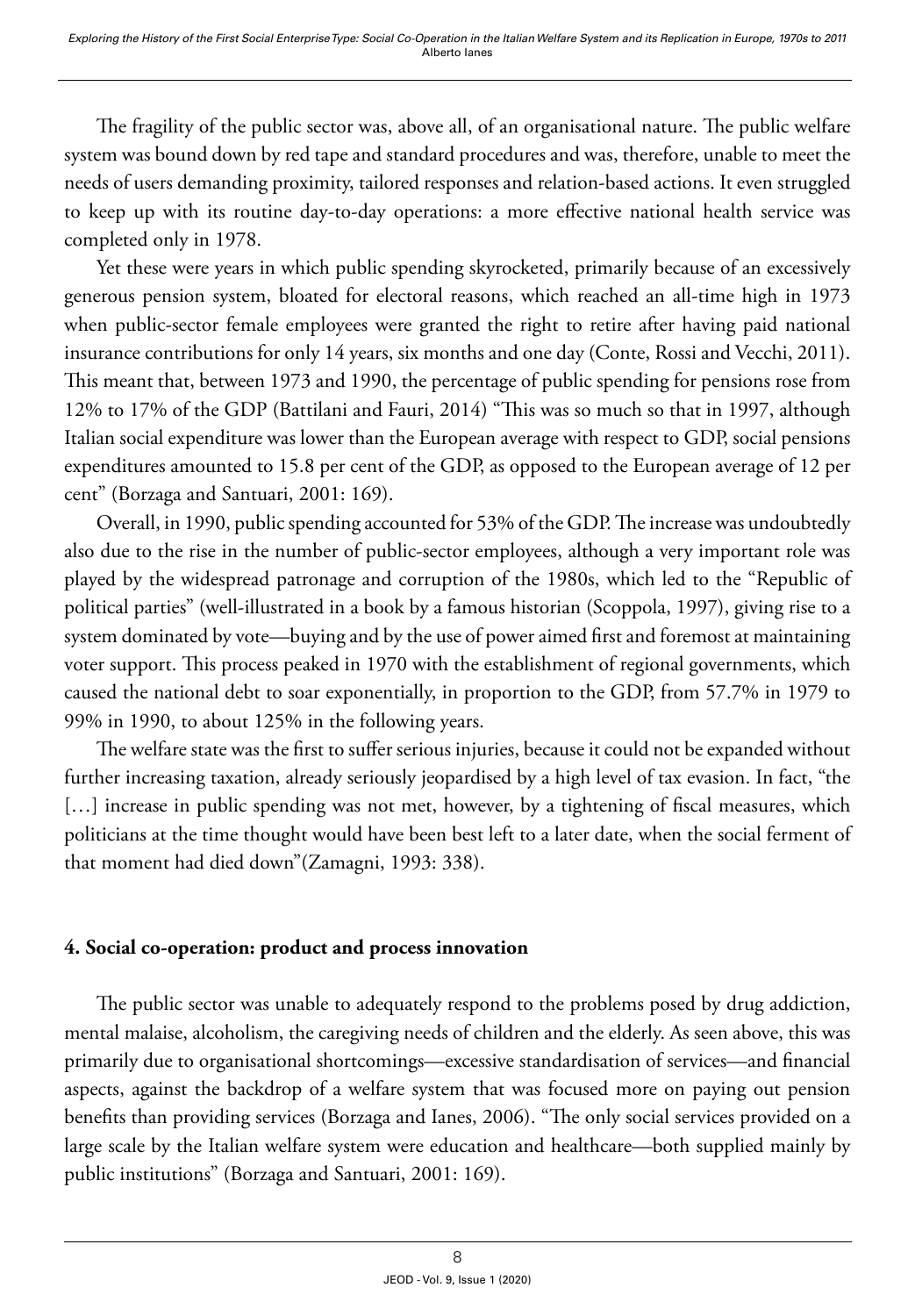The fragility of the public sector was, above all, of an organisational nature. The public welfare system was bound down by red tape and standard procedures and was, therefore, unable to meet the needs of users demanding proximity, tailored responses and relation-based actions. It even struggled to keep up with its routine day-to-day operations: a more effective national health service was completed only in 1978.

Yet these were years in which public spending skyrocketed, primarily because of an excessively generous pension system, bloated for electoral reasons, which reached an all-time high in 1973 when public-sector female employees were granted the right to retire after having paid national insurance contributions for only 14 years, six months and one day (Conte, Rossi and Vecchi, 2011). This meant that, between 1973 and 1990, the percentage of public spending for pensions rose from 12% to 17% of the GDP (Battilani and Fauri, 2014) "This was so much so that in 1997, although Italian social expenditure was lower than the European average with respect to GDP, social pensions expenditures amounted to 15.8 per cent of the GDP, as opposed to the European average of 12 per cent" (Borzaga and Santuari, 2001: 169).

Overall, in 1990, public spending accounted for 53% of the GDP. The increase was undoubtedly also due to the rise in the number of public-sector employees, although a very important role was played by the widespread patronage and corruption of the 1980s, which led to the "Republic of political parties" (well-illustrated in a book by a famous historian (Scoppola, 1997), giving rise to a system dominated by vote—buying and by the use of power aimed first and foremost at maintaining voter support. This process peaked in 1970 with the establishment of regional governments, which caused the national debt to soar exponentially, in proportion to the GDP, from 57.7% in 1979 to 99% in 1990, to about 125% in the following years.

The welfare state was the first to suffer serious injuries, because it could not be expanded without further increasing taxation, already seriously jeopardised by a high level of tax evasion. In fact, "the […] increase in public spending was not met, however, by a tightening of fiscal measures, which politicians at the time thought would have been best left to a later date, when the social ferment of that moment had died down"(Zamagni, 1993: 338).

## 4. Social co-operation: product and process innovation

The public sector was unable to adequately respond to the problems posed by drug addiction, mental malaise, alcoholism, the caregiving needs of children and the elderly. As seen above, this was primarily due to organisational shortcomings—excessive standardisation of services—and financial aspects, against the backdrop of a welfare system that was focused more on paying out pension benefits than providing services (Borzaga and Ianes, 2006). "The only social services provided on a large scale by the Italian welfare system were education and healthcare—both supplied mainly by public institutions" (Borzaga and Santuari, 2001: 169).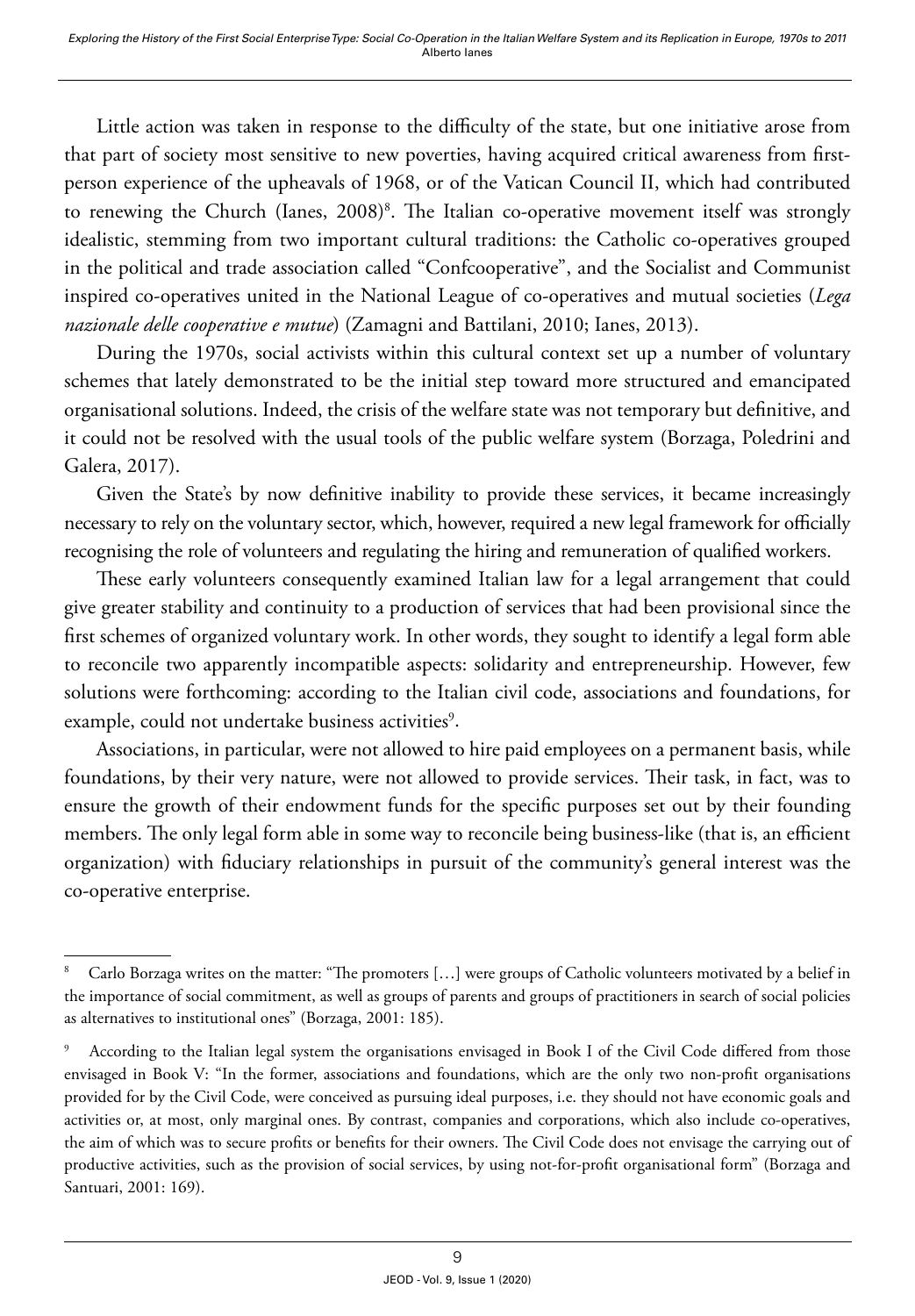Little action was taken in response to the difficulty of the state, but one initiative arose from that part of society most sensitive to new poverties, having acquired critical awareness from first-person experience of the upheavals of 1968, or of the Vatican Council II, which had contributed to renewing the Church (Ianes, 2008)[8]. The Italian co-operative movement itself was strongly idealistic, stemming from two important cultural traditions: the Catholic co-operatives grouped in the political and trade association called "Confcooperative", and the Socialist and Communist inspired co-operatives united in the National League of co-operatives and mutual societies (*Lega nazionale delle cooperative e mutue*) (Zamagni and Battilani, 2010; Ianes, 2013).

During the 1970s, social activists within this cultural context set up a number of voluntary schemes that lately demonstrated to be the initial step toward more structured and emancipated organisational solutions. Indeed, the crisis of the welfare state was not temporary but definitive, and it could not be resolved with the usual tools of the public welfare system (Borzaga, Poledrini and Galera, 2017).

Given the State's by now definitive inability to provide these services, it became increasingly necessary to rely on the voluntary sector, which, however, required a new legal framework for officially recognising the role of volunteers and regulating the hiring and remuneration of qualified workers.

These early volunteers consequently examined Italian law for a legal arrangement that could give greater stability and continuity to a production of services that had been provisional since the first schemes of organized voluntary work. In other words, they sought to identify a legal form able to reconcile two apparently incompatible aspects: solidarity and entrepreneurship. However, few solutions were forthcoming: according to the Italian civil code, associations and foundations, for example, could not undertake business activities[9].

Associations, in particular, were not allowed to hire paid employees on a permanent basis, while foundations, by their very nature, were not allowed to provide services. Their task, in fact, was to ensure the growth of their endowment funds for the specific purposes set out by their founding members. The only legal form able in some way to reconcile being business-like (that is, an efficient organization) with fiduciary relationships in pursuit of the community's general interest was the co-operative enterprise.

---

[8] Carlo Borzaga writes on the matter: "The promoters […] were groups of Catholic volunteers motivated by a belief in the importance of social commitment, as well as groups of parents and groups of practitioners in search of social policies as alternatives to institutional ones" (Borzaga, 2001: 185).

[9] According to the Italian legal system the organisations envisaged in Book I of the Civil Code differed from those envisaged in Book V: "In the former, associations and foundations, which are the only two non-profit organisations provided for by the Civil Code, were conceived as pursuing ideal purposes, i.e. they should not have economic goals and activities or, at most, only marginal ones. By contrast, companies and corporations, which also include co-operatives, the aim of which was to secure profits or benefits for their owners. The Civil Code does not envisage the carrying out of productive activities, such as the provision of social services, by using not-for-profit organisational form" (Borzaga and Santuari, 2001: 169).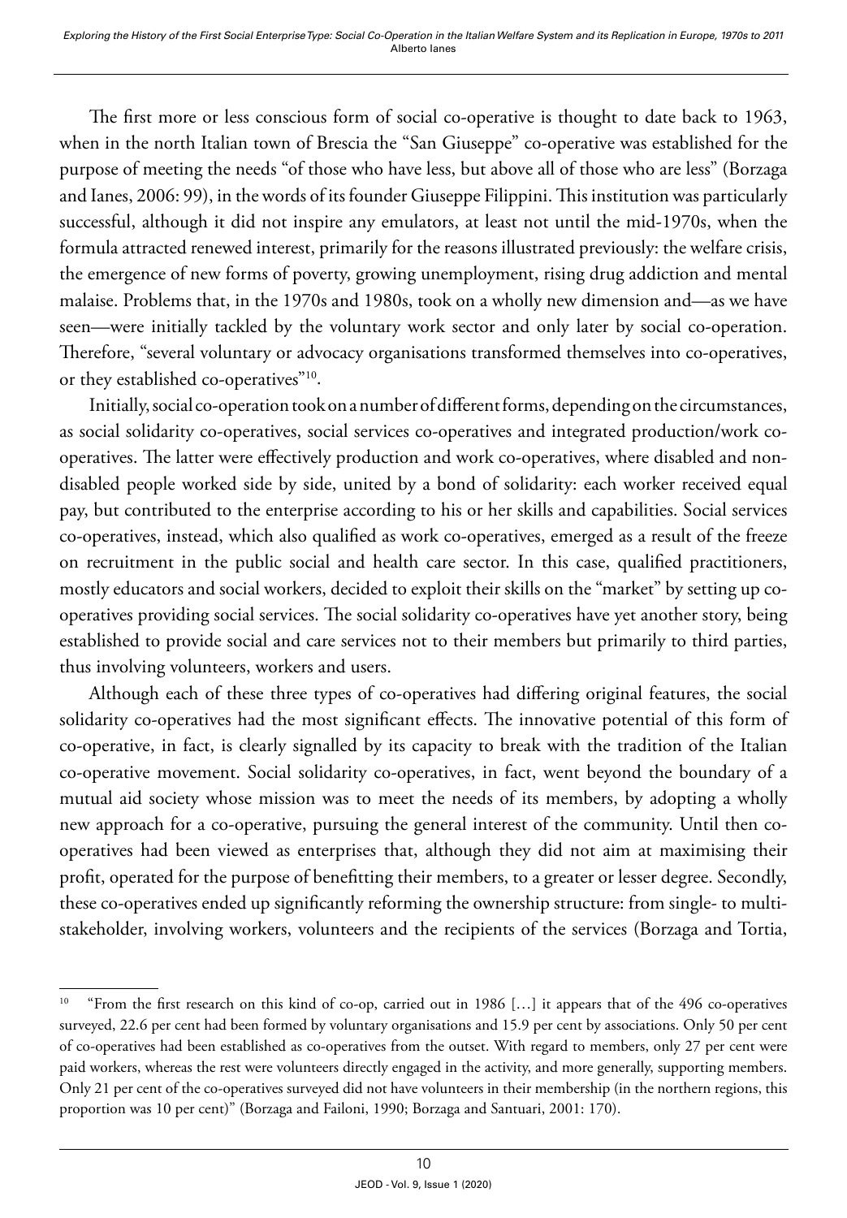The first more or less conscious form of social co-operative is thought to date back to 1963, when in the north Italian town of Brescia the "San Giuseppe" co-operative was established for the purpose of meeting the needs "of those who have less, but above all of those who are less" (Borzaga and Ianes, 2006: 99), in the words of its founder Giuseppe Filippini. This institution was particularly successful, although it did not inspire any emulators, at least not until the mid-1970s, when the formula attracted renewed interest, primarily for the reasons illustrated previously: the welfare crisis, the emergence of new forms of poverty, growing unemployment, rising drug addiction and mental malaise. Problems that, in the 1970s and 1980s, took on a wholly new dimension and—as we have seen—were initially tackled by the voluntary work sector and only later by social co-operation. Therefore, "several voluntary or advocacy organisations transformed themselves into co-operatives, or they established co-operatives"[10].

Initially, social co-operation took on a number of different forms, depending on the circumstances, as social solidarity co-operatives, social services co-operatives and integrated production/work co-operatives. The latter were effectively production and work co-operatives, where disabled and non-disabled people worked side by side, united by a bond of solidarity: each worker received equal pay, but contributed to the enterprise according to his or her skills and capabilities. Social services co-operatives, instead, which also qualified as work co-operatives, emerged as a result of the freeze on recruitment in the public social and health care sector. In this case, qualified practitioners, mostly educators and social workers, decided to exploit their skills on the "market" by setting up co-operatives providing social services. The social solidarity co-operatives have yet another story, being established to provide social and care services not to their members but primarily to third parties, thus involving volunteers, workers and users.

Although each of these three types of co-operatives had differing original features, the social solidarity co-operatives had the most significant effects. The innovative potential of this form of co-operative, in fact, is clearly signalled by its capacity to break with the tradition of the Italian co-operative movement. Social solidarity co-operatives, in fact, went beyond the boundary of a mutual aid society whose mission was to meet the needs of its members, by adopting a wholly new approach for a co-operative, pursuing the general interest of the community. Until then co-operatives had been viewed as enterprises that, although they did not aim at maximising their profit, operated for the purpose of benefitting their members, to a greater or lesser degree. Secondly, these co-operatives ended up significantly reforming the ownership structure: from single- to multi-stakeholder, involving workers, volunteers and the recipients of the services (Borzaga and Tortia,

---

[10] "From the first research on this kind of co-op, carried out in 1986 […] it appears that of the 496 co-operatives surveyed, 22.6 per cent had been formed by voluntary organisations and 15.9 per cent by associations. Only 50 per cent of co-operatives had been established as co-operatives from the outset. With regard to members, only 27 per cent were paid workers, whereas the rest were volunteers directly engaged in the activity, and more generally, supporting members. Only 21 per cent of the co-operatives surveyed did not have volunteers in their membership (in the northern regions, this proportion was 10 per cent)" (Borzaga and Failoni, 1990; Borzaga and Santuari, 2001: 170).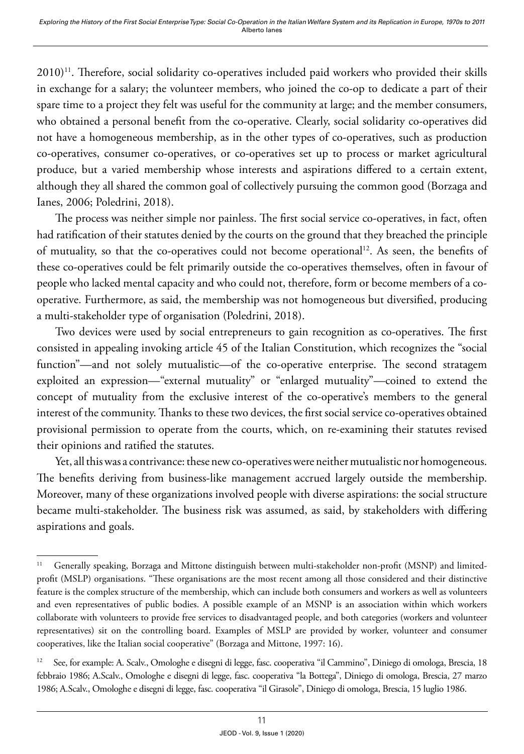2010)[11]. Therefore, social solidarity co-operatives included paid workers who provided their skills in exchange for a salary; the volunteer members, who joined the co-op to dedicate a part of their spare time to a project they felt was useful for the community at large; and the member consumers, who obtained a personal benefit from the co-operative. Clearly, social solidarity co-operatives did not have a homogeneous membership, as in the other types of co-operatives, such as production co-operatives, consumer co-operatives, or co-operatives set up to process or market agricultural produce, but a varied membership whose interests and aspirations differed to a certain extent, although they all shared the common goal of collectively pursuing the common good (Borzaga and Ianes, 2006; Poledrini, 2018).

The process was neither simple nor painless. The first social service co-operatives, in fact, often had ratification of their statutes denied by the courts on the ground that they breached the principle of mutuality, so that the co-operatives could not become operational[12]. As seen, the benefits of these co-operatives could be felt primarily outside the co-operatives themselves, often in favour of people who lacked mental capacity and who could not, therefore, form or become members of a co-operative. Furthermore, as said, the membership was not homogeneous but diversified, producing a multi-stakeholder type of organisation (Poledrini, 2018).

Two devices were used by social entrepreneurs to gain recognition as co-operatives. The first consisted in appealing invoking article 45 of the Italian Constitution, which recognizes the "social function"—and not solely mutualistic—of the co-operative enterprise. The second stratagem exploited an expression—"external mutuality" or "enlarged mutuality"—coined to extend the concept of mutuality from the exclusive interest of the co-operative's members to the general interest of the community. Thanks to these two devices, the first social service co-operatives obtained provisional permission to operate from the courts, which, on re-examining their statutes revised their opinions and ratified the statutes.

Yet, all this was a contrivance: these new co-operatives were neither mutualistic nor homogeneous. The benefits deriving from business-like management accrued largely outside the membership. Moreover, many of these organizations involved people with diverse aspirations: the social structure became multi-stakeholder. The business risk was assumed, as said, by stakeholders with differing aspirations and goals.

---

[11] Generally speaking, Borzaga and Mittone distinguish between multi-stakeholder non-profit (MSNP) and limited-profit (MSLP) organisations. "These organisations are the most recent among all those considered and their distinctive feature is the complex structure of the membership, which can include both consumers and workers as well as volunteers and even representatives of public bodies. A possible example of an MSNP is an association within which workers collaborate with volunteers to provide free services to disadvantaged people, and both categories (workers and volunteer representatives) sit on the controlling board. Examples of MSLP are provided by worker, volunteer and consumer cooperatives, like the Italian social cooperative" (Borzaga and Mittone, 1997: 16).

[12] See, for example: A. Scalv., Omologhe e disegni di legge, fasc. cooperativa "il Cammino", Diniego di omologa, Brescia, 18 febbraio 1986; A.Scalv., Omologhe e disegni di legge, fasc. cooperativa "la Bottega", Diniego di omologa, Brescia, 27 marzo 1986; A.Scalv., Omologhe e disegni di legge, fasc. cooperativa "il Girasole", Diniego di omologa, Brescia, 15 luglio 1986.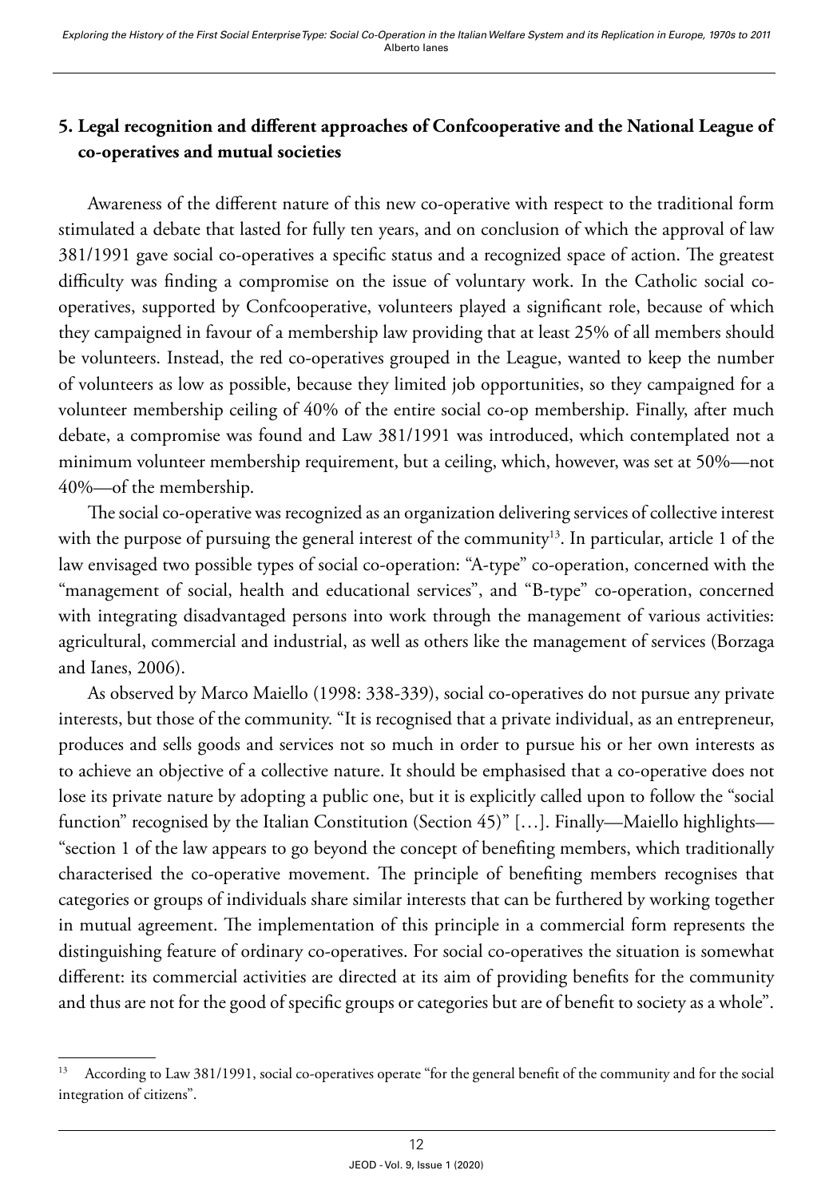## 5. Legal recognition and different approaches of Confcooperative and the National League of co-operatives and mutual societies

Awareness of the different nature of this new co-operative with respect to the traditional form stimulated a debate that lasted for fully ten years, and on conclusion of which the approval of law 381/1991 gave social co-operatives a specific status and a recognized space of action. The greatest difficulty was finding a compromise on the issue of voluntary work. In the Catholic social co-operatives, supported by Confcooperative, volunteers played a significant role, because of which they campaigned in favour of a membership law providing that at least 25% of all members should be volunteers. Instead, the red co-operatives grouped in the League, wanted to keep the number of volunteers as low as possible, because they limited job opportunities, so they campaigned for a volunteer membership ceiling of 40% of the entire social co-op membership. Finally, after much debate, a compromise was found and Law 381/1991 was introduced, which contemplated not a minimum volunteer membership requirement, but a ceiling, which, however, was set at 50%—not 40%—of the membership.

The social co-operative was recognized as an organization delivering services of collective interest with the purpose of pursuing the general interest of the community[13]. In particular, article 1 of the law envisaged two possible types of social co-operation: "A-type" co-operation, concerned with the "management of social, health and educational services", and "B-type" co-operation, concerned with integrating disadvantaged persons into work through the management of various activities: agricultural, commercial and industrial, as well as others like the management of services (Borzaga and Ianes, 2006).

As observed by Marco Maiello (1998: 338-339), social co-operatives do not pursue any private interests, but those of the community. "It is recognised that a private individual, as an entrepreneur, produces and sells goods and services not so much in order to pursue his or her own interests as to achieve an objective of a collective nature. It should be emphasised that a co-operative does not lose its private nature by adopting a public one, but it is explicitly called upon to follow the "social function" recognised by the Italian Constitution (Section 45)" […]. Finally—Maiello highlights—"section 1 of the law appears to go beyond the concept of benefiting members, which traditionally characterised the co-operative movement. The principle of benefiting members recognises that categories or groups of individuals share similar interests that can be furthered by working together in mutual agreement. The implementation of this principle in a commercial form represents the distinguishing feature of ordinary co-operatives. For social co-operatives the situation is somewhat different: its commercial activities are directed at its aim of providing benefits for the community and thus are not for the good of specific groups or categories but are of benefit to society as a whole".

---

[13] According to Law 381/1991, social co-operatives operate "for the general benefit of the community and for the social integration of citizens".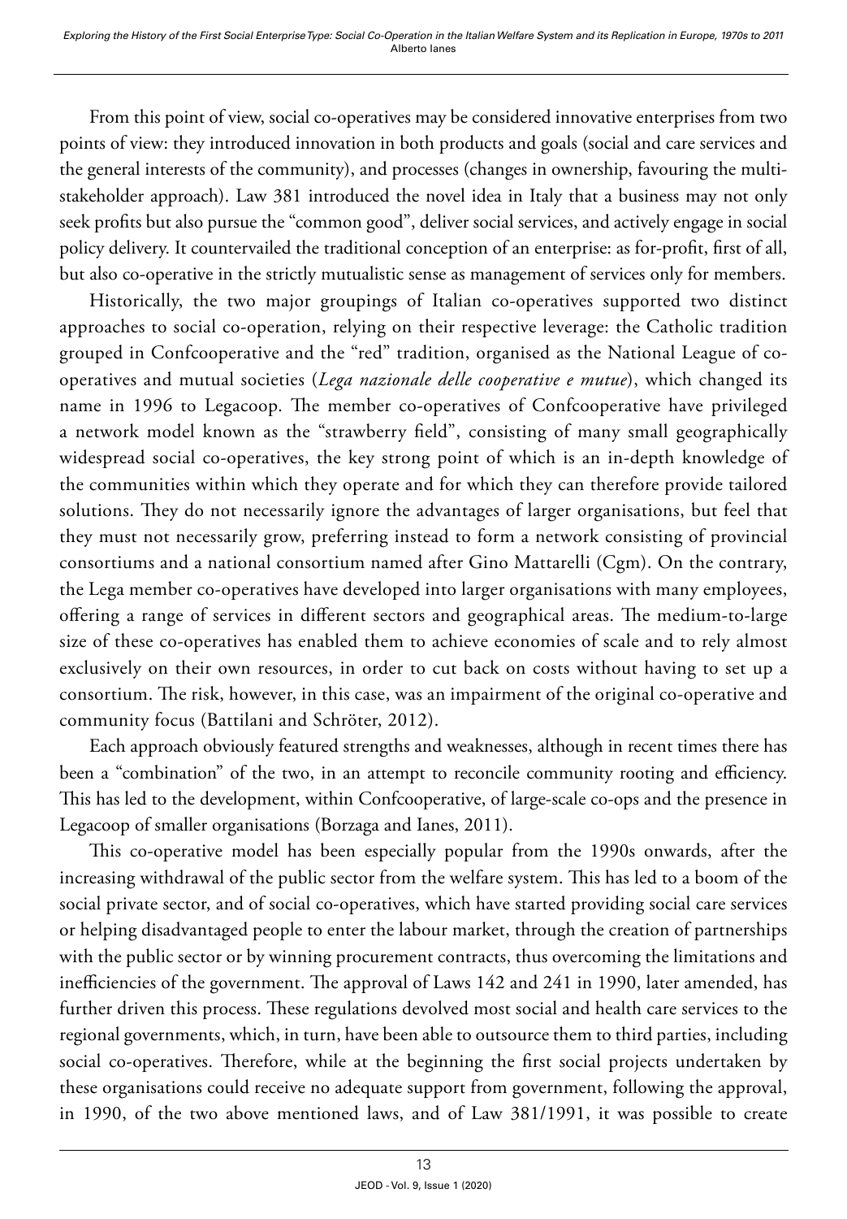From this point of view, social co-operatives may be considered innovative enterprises from two points of view: they introduced innovation in both products and goals (social and care services and the general interests of the community), and processes (changes in ownership, favouring the multi-stakeholder approach). Law 381 introduced the novel idea in Italy that a business may not only seek profits but also pursue the "common good", deliver social services, and actively engage in social policy delivery. It countervailed the traditional conception of an enterprise: as for-profit, first of all, but also co-operative in the strictly mutualistic sense as management of services only for members.

Historically, the two major groupings of Italian co-operatives supported two distinct approaches to social co-operation, relying on their respective leverage: the Catholic tradition grouped in Confcooperative and the "red" tradition, organised as the National League of co-operatives and mutual societies (*Lega nazionale delle cooperative e mutue*), which changed its name in 1996 to Legacoop. The member co-operatives of Confcooperative have privileged a network model known as the "strawberry field", consisting of many small geographically widespread social co-operatives, the key strong point of which is an in-depth knowledge of the communities within which they operate and for which they can therefore provide tailored solutions. They do not necessarily ignore the advantages of larger organisations, but feel that they must not necessarily grow, preferring instead to form a network consisting of provincial consortiums and a national consortium named after Gino Mattarelli (Cgm). On the contrary, the Lega member co-operatives have developed into larger organisations with many employees, offering a range of services in different sectors and geographical areas. The medium-to-large size of these co-operatives has enabled them to achieve economies of scale and to rely almost exclusively on their own resources, in order to cut back on costs without having to set up a consortium. The risk, however, in this case, was an impairment of the original co-operative and community focus (Battilani and Schröter, 2012).

Each approach obviously featured strengths and weaknesses, although in recent times there has been a "combination" of the two, in an attempt to reconcile community rooting and efficiency. This has led to the development, within Confcooperative, of large-scale co-ops and the presence in Legacoop of smaller organisations (Borzaga and Ianes, 2011).

This co-operative model has been especially popular from the 1990s onwards, after the increasing withdrawal of the public sector from the welfare system. This has led to a boom of the social private sector, and of social co-operatives, which have started providing social care services or helping disadvantaged people to enter the labour market, through the creation of partnerships with the public sector or by winning procurement contracts, thus overcoming the limitations and inefficiencies of the government. The approval of Laws 142 and 241 in 1990, later amended, has further driven this process. These regulations devolved most social and health care services to the regional governments, which, in turn, have been able to outsource them to third parties, including social co-operatives. Therefore, while at the beginning the first social projects undertaken by these organisations could receive no adequate support from government, following the approval, in 1990, of the two above mentioned laws, and of Law 381/1991, it was possible to create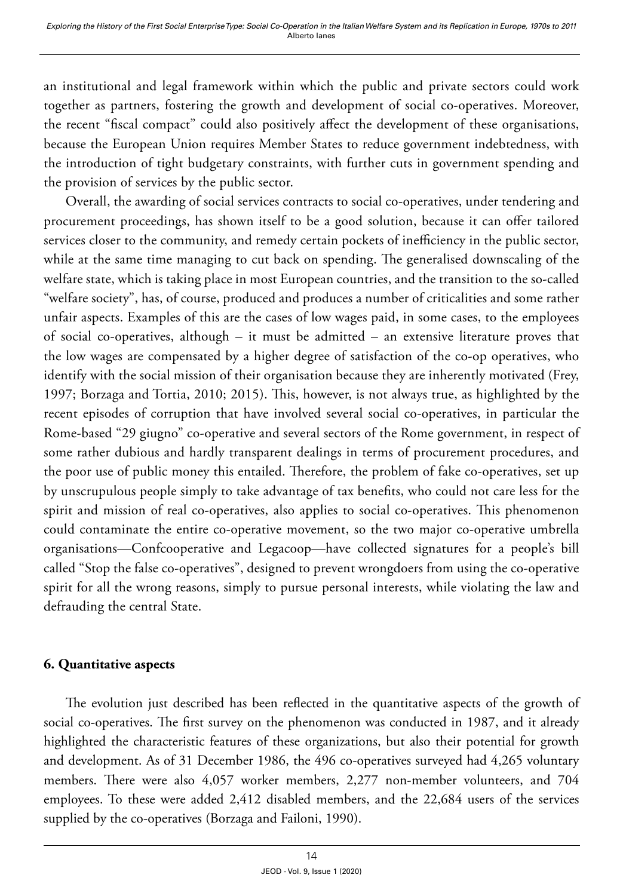an institutional and legal framework within which the public and private sectors could work together as partners, fostering the growth and development of social co-operatives. Moreover, the recent "fiscal compact" could also positively affect the development of these organisations, because the European Union requires Member States to reduce government indebtedness, with the introduction of tight budgetary constraints, with further cuts in government spending and the provision of services by the public sector.

Overall, the awarding of social services contracts to social co-operatives, under tendering and procurement proceedings, has shown itself to be a good solution, because it can offer tailored services closer to the community, and remedy certain pockets of inefficiency in the public sector, while at the same time managing to cut back on spending. The generalised downscaling of the welfare state, which is taking place in most European countries, and the transition to the so-called "welfare society", has, of course, produced and produces a number of criticalities and some rather unfair aspects. Examples of this are the cases of low wages paid, in some cases, to the employees of social co-operatives, although – it must be admitted – an extensive literature proves that the low wages are compensated by a higher degree of satisfaction of the co-op operatives, who identify with the social mission of their organisation because they are inherently motivated (Frey, 1997; Borzaga and Tortia, 2010; 2015). This, however, is not always true, as highlighted by the recent episodes of corruption that have involved several social co-operatives, in particular the Rome-based "29 giugno" co-operative and several sectors of the Rome government, in respect of some rather dubious and hardly transparent dealings in terms of procurement procedures, and the poor use of public money this entailed. Therefore, the problem of fake co-operatives, set up by unscrupulous people simply to take advantage of tax benefits, who could not care less for the spirit and mission of real co-operatives, also applies to social co-operatives. This phenomenon could contaminate the entire co-operative movement, so the two major co-operative umbrella organisations—Confcooperative and Legacoop—have collected signatures for a people's bill called "Stop the false co-operatives", designed to prevent wrongdoers from using the co-operative spirit for all the wrong reasons, simply to pursue personal interests, while violating the law and defrauding the central State.

## 6. Quantitative aspects

The evolution just described has been reflected in the quantitative aspects of the growth of social co-operatives. The first survey on the phenomenon was conducted in 1987, and it already highlighted the characteristic features of these organizations, but also their potential for growth and development. As of 31 December 1986, the 496 co-operatives surveyed had 4,265 voluntary members. There were also 4,057 worker members, 2,277 non-member volunteers, and 704 employees. To these were added 2,412 disabled members, and the 22,684 users of the services supplied by the co-operatives (Borzaga and Failoni, 1990).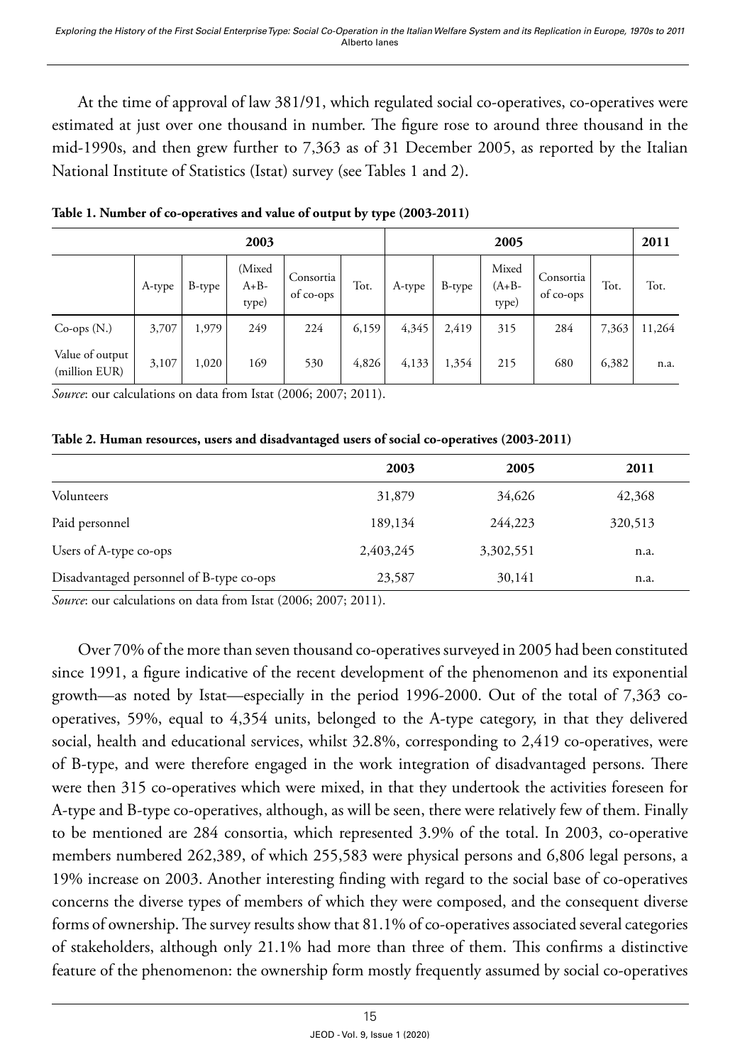At the time of approval of law 381/91, which regulated social co-operatives, co-operatives were estimated at just over one thousand in number. The figure rose to around three thousand in the mid-1990s, and then grew further to 7,363 as of 31 December 2005, as reported by the Italian National Institute of Statistics (Istat) survey (see Tables 1 and 2).

**Table 1. Number of co-operatives and value of output by type (2003-2011)**

| | 2003 | | | | | 2005 | | | | | 2011 |
|---|---|---|---|---|---|---|---|---|---|---|---|
| | A-type | B-type | (Mixed A+B-type) | Consortia of co-ops | Tot. | A-type | B-type | Mixed (A+B-type) | Consortia of co-ops | Tot. | Tot. |
| Co-ops (N.) | 3,707 | 1,979 | 249 | 224 | 6,159 | 4,345 | 2,419 | 315 | 284 | 7,363 | 11,264 |
| Value of output (million EUR) | 3,107 | 1,020 | 169 | 530 | 4,826 | 4,133 | 1,354 | 215 | 680 | 6,382 | n.a. |

*Source*: our calculations on data from Istat (2006; 2007; 2011).

**Table 2. Human resources, users and disadvantaged users of social co-operatives (2003-2011)**

| | 2003 | 2005 | 2011 |
|---|---|---|---|
| Volunteers | 31,879 | 34,626 | 42,368 |
| Paid personnel | 189,134 | 244,223 | 320,513 |
| Users of A-type co-ops | 2,403,245 | 3,302,551 | n.a. |
| Disadvantaged personnel of B-type co-ops | 23,587 | 30,141 | n.a. |

*Source*: our calculations on data from Istat (2006; 2007; 2011).

Over 70% of the more than seven thousand co-operatives surveyed in 2005 had been constituted since 1991, a figure indicative of the recent development of the phenomenon and its exponential growth—as noted by Istat—especially in the period 1996-2000. Out of the total of 7,363 co-operatives, 59%, equal to 4,354 units, belonged to the A-type category, in that they delivered social, health and educational services, whilst 32.8%, corresponding to 2,419 co-operatives, were of B-type, and were therefore engaged in the work integration of disadvantaged persons. There were then 315 co-operatives which were mixed, in that they undertook the activities foreseen for A-type and B-type co-operatives, although, as will be seen, there were relatively few of them. Finally to be mentioned are 284 consortia, which represented 3.9% of the total. In 2003, co-operative members numbered 262,389, of which 255,583 were physical persons and 6,806 legal persons, a 19% increase on 2003. Another interesting finding with regard to the social base of co-operatives concerns the diverse types of members of which they were composed, and the consequent diverse forms of ownership. The survey results show that 81.1% of co-operatives associated several categories of stakeholders, although only 21.1% had more than three of them. This confirms a distinctive feature of the phenomenon: the ownership form mostly frequently assumed by social co-operatives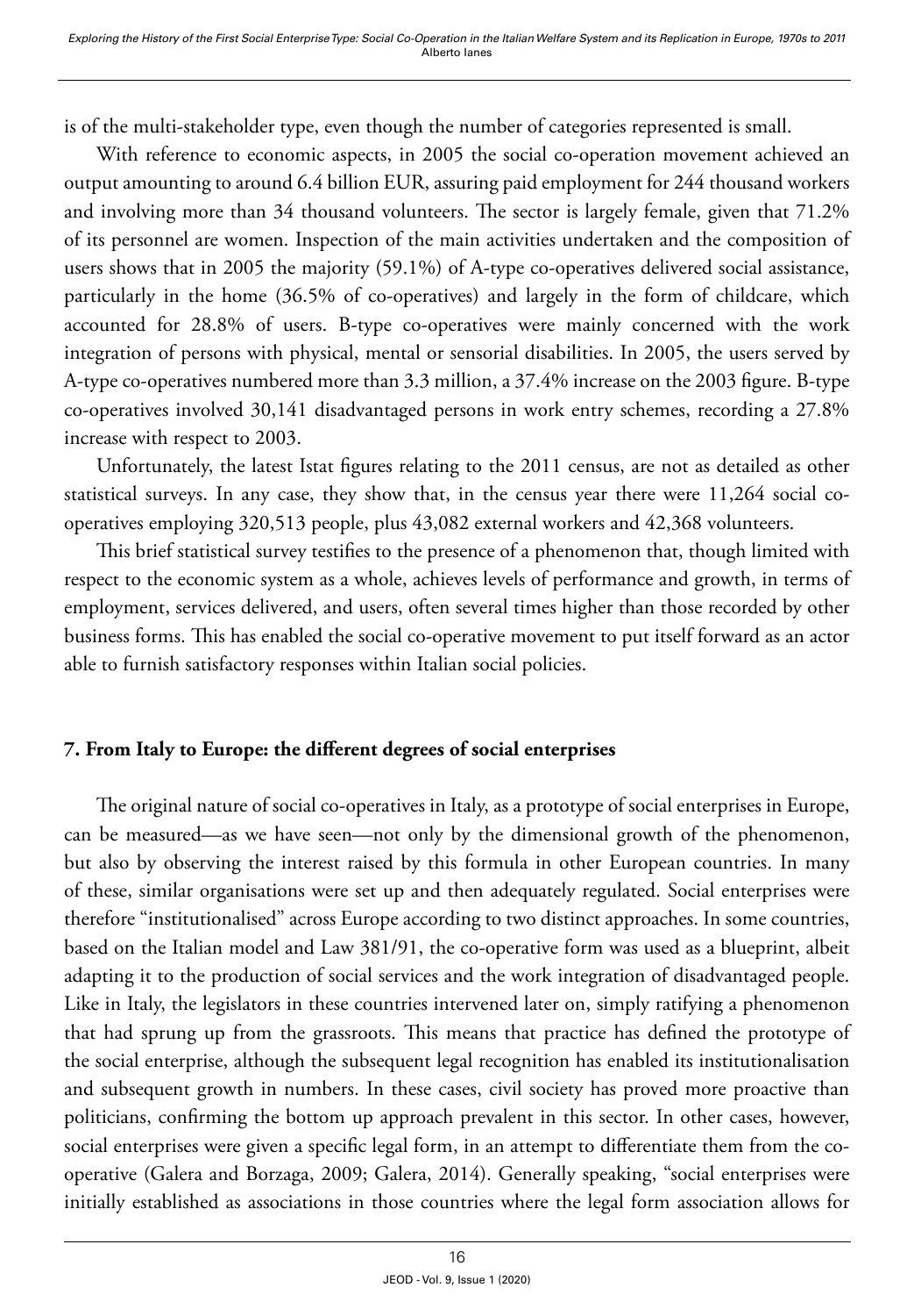is of the multi-stakeholder type, even though the number of categories represented is small.

With reference to economic aspects, in 2005 the social co-operation movement achieved an output amounting to around 6.4 billion EUR, assuring paid employment for 244 thousand workers and involving more than 34 thousand volunteers. The sector is largely female, given that 71.2% of its personnel are women. Inspection of the main activities undertaken and the composition of users shows that in 2005 the majority (59.1%) of A-type co-operatives delivered social assistance, particularly in the home (36.5% of co-operatives) and largely in the form of childcare, which accounted for 28.8% of users. B-type co-operatives were mainly concerned with the work integration of persons with physical, mental or sensorial disabilities. In 2005, the users served by A-type co-operatives numbered more than 3.3 million, a 37.4% increase on the 2003 figure. B-type co-operatives involved 30,141 disadvantaged persons in work entry schemes, recording a 27.8% increase with respect to 2003.

Unfortunately, the latest Istat figures relating to the 2011 census, are not as detailed as other statistical surveys. In any case, they show that, in the census year there were 11,264 social co-operatives employing 320,513 people, plus 43,082 external workers and 42,368 volunteers.

This brief statistical survey testifies to the presence of a phenomenon that, though limited with respect to the economic system as a whole, achieves levels of performance and growth, in terms of employment, services delivered, and users, often several times higher than those recorded by other business forms. This has enabled the social co-operative movement to put itself forward as an actor able to furnish satisfactory responses within Italian social policies.

## 7. From Italy to Europe: the different degrees of social enterprises

The original nature of social co-operatives in Italy, as a prototype of social enterprises in Europe, can be measured—as we have seen—not only by the dimensional growth of the phenomenon, but also by observing the interest raised by this formula in other European countries. In many of these, similar organisations were set up and then adequately regulated. Social enterprises were therefore "institutionalised" across Europe according to two distinct approaches. In some countries, based on the Italian model and Law 381/91, the co-operative form was used as a blueprint, albeit adapting it to the production of social services and the work integration of disadvantaged people. Like in Italy, the legislators in these countries intervened later on, simply ratifying a phenomenon that had sprung up from the grassroots. This means that practice has defined the prototype of the social enterprise, although the subsequent legal recognition has enabled its institutionalisation and subsequent growth in numbers. In these cases, civil society has proved more proactive than politicians, confirming the bottom up approach prevalent in this sector. In other cases, however, social enterprises were given a specific legal form, in an attempt to differentiate them from the co-operative (Galera and Borzaga, 2009; Galera, 2014). Generally speaking, "social enterprises were initially established as associations in those countries where the legal form association allows for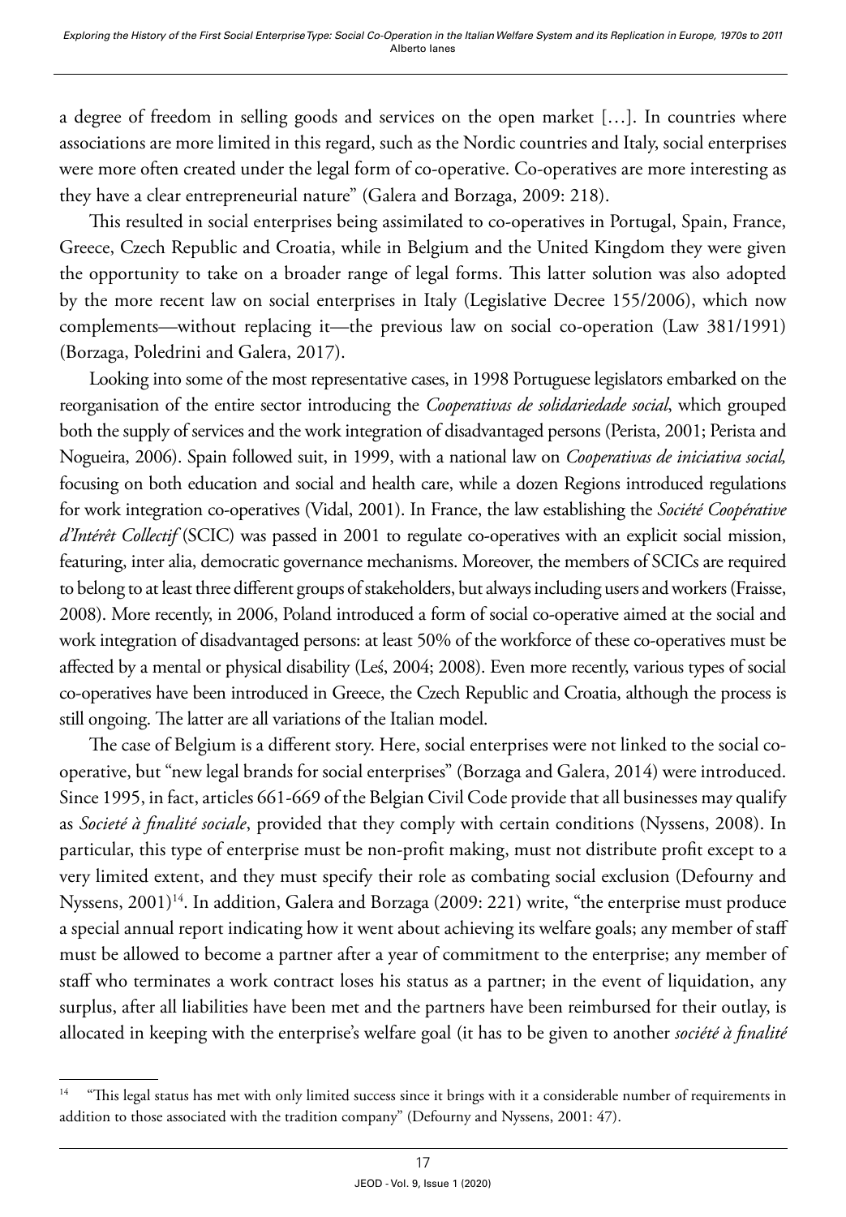a degree of freedom in selling goods and services on the open market […]. In countries where associations are more limited in this regard, such as the Nordic countries and Italy, social enterprises were more often created under the legal form of co-operative. Co-operatives are more interesting as they have a clear entrepreneurial nature" (Galera and Borzaga, 2009: 218).

This resulted in social enterprises being assimilated to co-operatives in Portugal, Spain, France, Greece, Czech Republic and Croatia, while in Belgium and the United Kingdom they were given the opportunity to take on a broader range of legal forms. This latter solution was also adopted by the more recent law on social enterprises in Italy (Legislative Decree 155/2006), which now complements—without replacing it—the previous law on social co-operation (Law 381/1991) (Borzaga, Poledrini and Galera, 2017).

Looking into some of the most representative cases, in 1998 Portuguese legislators embarked on the reorganisation of the entire sector introducing the *Cooperativas de solidariedade social*, which grouped both the supply of services and the work integration of disadvantaged persons (Perista, 2001; Perista and Nogueira, 2006). Spain followed suit, in 1999, with a national law on *Cooperativas de iniciativa social,* focusing on both education and social and health care, while a dozen Regions introduced regulations for work integration co-operatives (Vidal, 2001). In France, the law establishing the *Société Coopérative d'Intérêt Collectif* (SCIC) was passed in 2001 to regulate co-operatives with an explicit social mission, featuring, inter alia, democratic governance mechanisms. Moreover, the members of SCICs are required to belong to at least three different groups of stakeholders, but always including users and workers (Fraisse, 2008). More recently, in 2006, Poland introduced a form of social co-operative aimed at the social and work integration of disadvantaged persons: at least 50% of the workforce of these co-operatives must be affected by a mental or physical disability (Leś, 2004; 2008). Even more recently, various types of social co-operatives have been introduced in Greece, the Czech Republic and Croatia, although the process is still ongoing. The latter are all variations of the Italian model.

The case of Belgium is a different story. Here, social enterprises were not linked to the social co-operative, but "new legal brands for social enterprises" (Borzaga and Galera, 2014) were introduced. Since 1995, in fact, articles 661-669 of the Belgian Civil Code provide that all businesses may qualify as *Societé à finalité sociale*, provided that they comply with certain conditions (Nyssens, 2008). In particular, this type of enterprise must be non-profit making, must not distribute profit except to a very limited extent, and they must specify their role as combating social exclusion (Defourny and Nyssens, 2001)[14]. In addition, Galera and Borzaga (2009: 221) write, "the enterprise must produce a special annual report indicating how it went about achieving its welfare goals; any member of staff must be allowed to become a partner after a year of commitment to the enterprise; any member of staff who terminates a work contract loses his status as a partner; in the event of liquidation, any surplus, after all liabilities have been met and the partners have been reimbursed for their outlay, is allocated in keeping with the enterprise's welfare goal (it has to be given to another *société à finalité*

[14] "This legal status has met with only limited success since it brings with it a considerable number of requirements in addition to those associated with the tradition company" (Defourny and Nyssens, 2001: 47).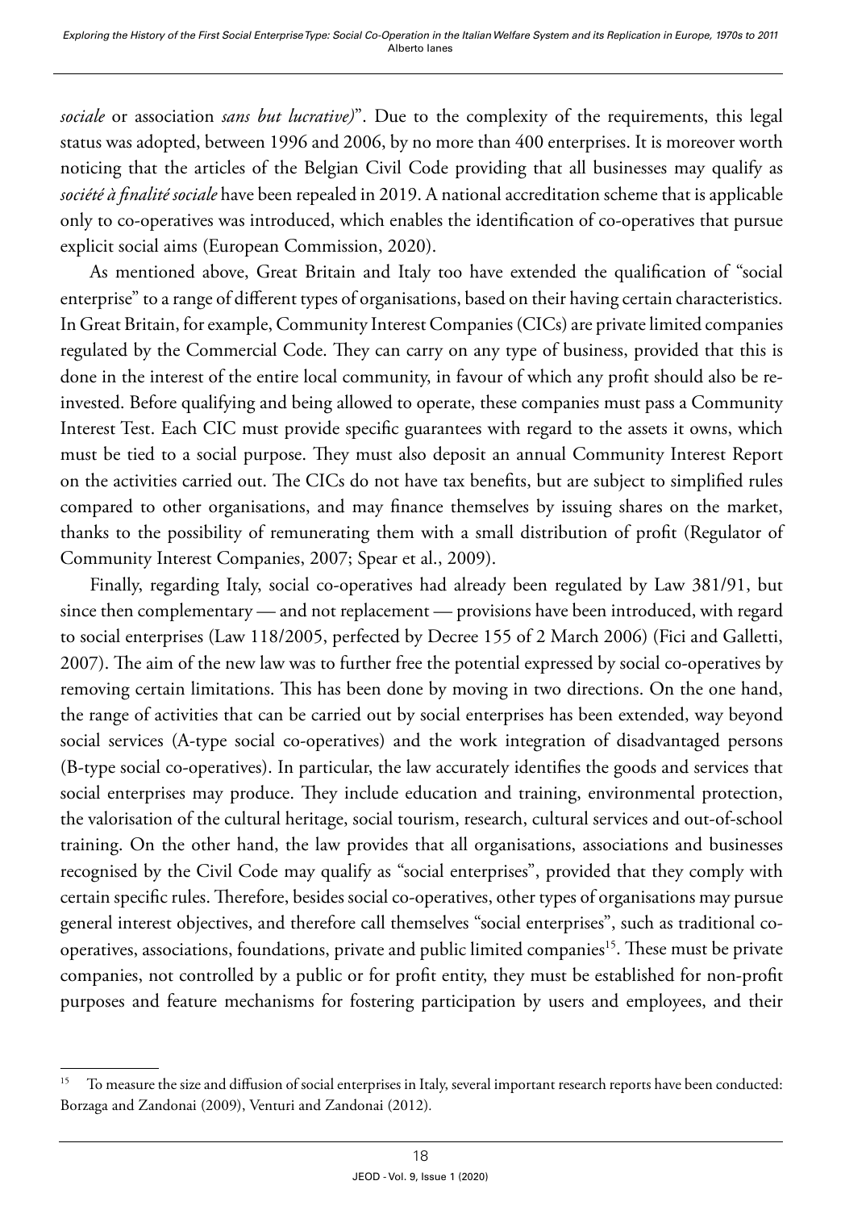*sociale* or association *sans but lucrative)*". Due to the complexity of the requirements, this legal status was adopted, between 1996 and 2006, by no more than 400 enterprises. It is moreover worth noticing that the articles of the Belgian Civil Code providing that all businesses may qualify as *société à finalité sociale* have been repealed in 2019. A national accreditation scheme that is applicable only to co-operatives was introduced, which enables the identification of co-operatives that pursue explicit social aims (European Commission, 2020).

As mentioned above, Great Britain and Italy too have extended the qualification of "social enterprise" to a range of different types of organisations, based on their having certain characteristics. In Great Britain, for example, Community Interest Companies (CICs) are private limited companies regulated by the Commercial Code. They can carry on any type of business, provided that this is done in the interest of the entire local community, in favour of which any profit should also be re-invested. Before qualifying and being allowed to operate, these companies must pass a Community Interest Test. Each CIC must provide specific guarantees with regard to the assets it owns, which must be tied to a social purpose. They must also deposit an annual Community Interest Report on the activities carried out. The CICs do not have tax benefits, but are subject to simplified rules compared to other organisations, and may finance themselves by issuing shares on the market, thanks to the possibility of remunerating them with a small distribution of profit (Regulator of Community Interest Companies, 2007; Spear et al., 2009).

Finally, regarding Italy, social co-operatives had already been regulated by Law 381/91, but since then complementary — and not replacement — provisions have been introduced, with regard to social enterprises (Law 118/2005, perfected by Decree 155 of 2 March 2006) (Fici and Galletti, 2007). The aim of the new law was to further free the potential expressed by social co-operatives by removing certain limitations. This has been done by moving in two directions. On the one hand, the range of activities that can be carried out by social enterprises has been extended, way beyond social services (A-type social co-operatives) and the work integration of disadvantaged persons (B-type social co-operatives). In particular, the law accurately identifies the goods and services that social enterprises may produce. They include education and training, environmental protection, the valorisation of the cultural heritage, social tourism, research, cultural services and out-of-school training. On the other hand, the law provides that all organisations, associations and businesses recognised by the Civil Code may qualify as "social enterprises", provided that they comply with certain specific rules. Therefore, besides social co-operatives, other types of organisations may pursue general interest objectives, and therefore call themselves "social enterprises", such as traditional co-operatives, associations, foundations, private and public limited companies[15]. These must be private companies, not controlled by a public or for profit entity, they must be established for non-profit purposes and feature mechanisms for fostering participation by users and employees, and their

[15] To measure the size and diffusion of social enterprises in Italy, several important research reports have been conducted: Borzaga and Zandonai (2009), Venturi and Zandonai (2012).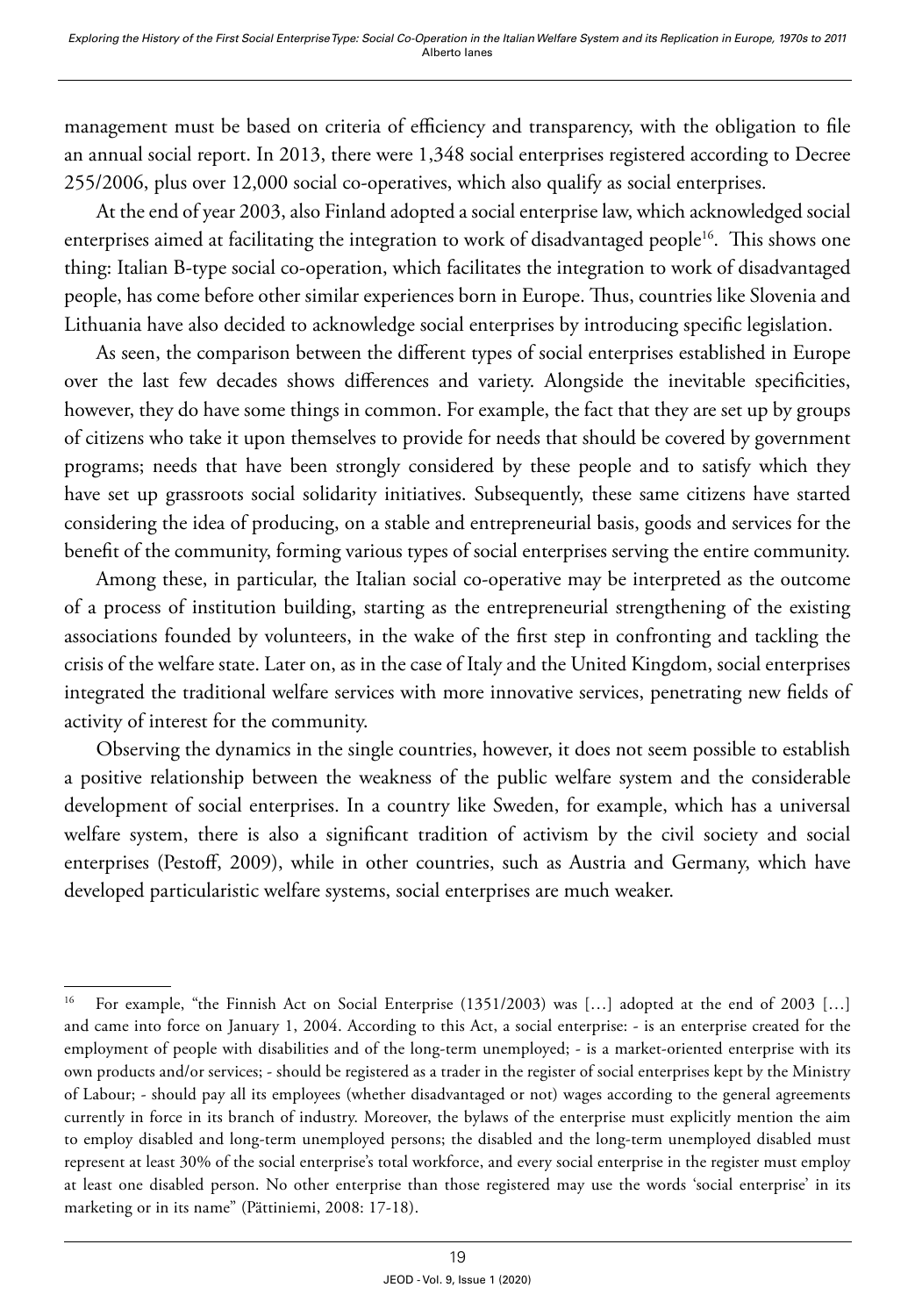management must be based on criteria of efficiency and transparency, with the obligation to file an annual social report. In 2013, there were 1,348 social enterprises registered according to Decree 255/2006, plus over 12,000 social co-operatives, which also qualify as social enterprises.

At the end of year 2003, also Finland adopted a social enterprise law, which acknowledged social enterprises aimed at facilitating the integration to work of disadvantaged people[16]. This shows one thing: Italian B-type social co-operation, which facilitates the integration to work of disadvantaged people, has come before other similar experiences born in Europe. Thus, countries like Slovenia and Lithuania have also decided to acknowledge social enterprises by introducing specific legislation.

As seen, the comparison between the different types of social enterprises established in Europe over the last few decades shows differences and variety. Alongside the inevitable specificities, however, they do have some things in common. For example, the fact that they are set up by groups of citizens who take it upon themselves to provide for needs that should be covered by government programs; needs that have been strongly considered by these people and to satisfy which they have set up grassroots social solidarity initiatives. Subsequently, these same citizens have started considering the idea of producing, on a stable and entrepreneurial basis, goods and services for the benefit of the community, forming various types of social enterprises serving the entire community.

Among these, in particular, the Italian social co-operative may be interpreted as the outcome of a process of institution building, starting as the entrepreneurial strengthening of the existing associations founded by volunteers, in the wake of the first step in confronting and tackling the crisis of the welfare state. Later on, as in the case of Italy and the United Kingdom, social enterprises integrated the traditional welfare services with more innovative services, penetrating new fields of activity of interest for the community.

Observing the dynamics in the single countries, however, it does not seem possible to establish a positive relationship between the weakness of the public welfare system and the considerable development of social enterprises. In a country like Sweden, for example, which has a universal welfare system, there is also a significant tradition of activism by the civil society and social enterprises (Pestoff, 2009), while in other countries, such as Austria and Germany, which have developed particularistic welfare systems, social enterprises are much weaker.

---

[16] For example, "the Finnish Act on Social Enterprise (1351/2003) was […] adopted at the end of 2003 […] and came into force on January 1, 2004. According to this Act, a social enterprise: - is an enterprise created for the employment of people with disabilities and of the long-term unemployed; - is a market-oriented enterprise with its own products and/or services; - should be registered as a trader in the register of social enterprises kept by the Ministry of Labour; - should pay all its employees (whether disadvantaged or not) wages according to the general agreements currently in force in its branch of industry. Moreover, the bylaws of the enterprise must explicitly mention the aim to employ disabled and long-term unemployed persons; the disabled and the long-term unemployed disabled must represent at least 30% of the social enterprise's total workforce, and every social enterprise in the register must employ at least one disabled person. No other enterprise than those registered may use the words 'social enterprise' in its marketing or in its name" (Pättiniemi, 2008: 17-18).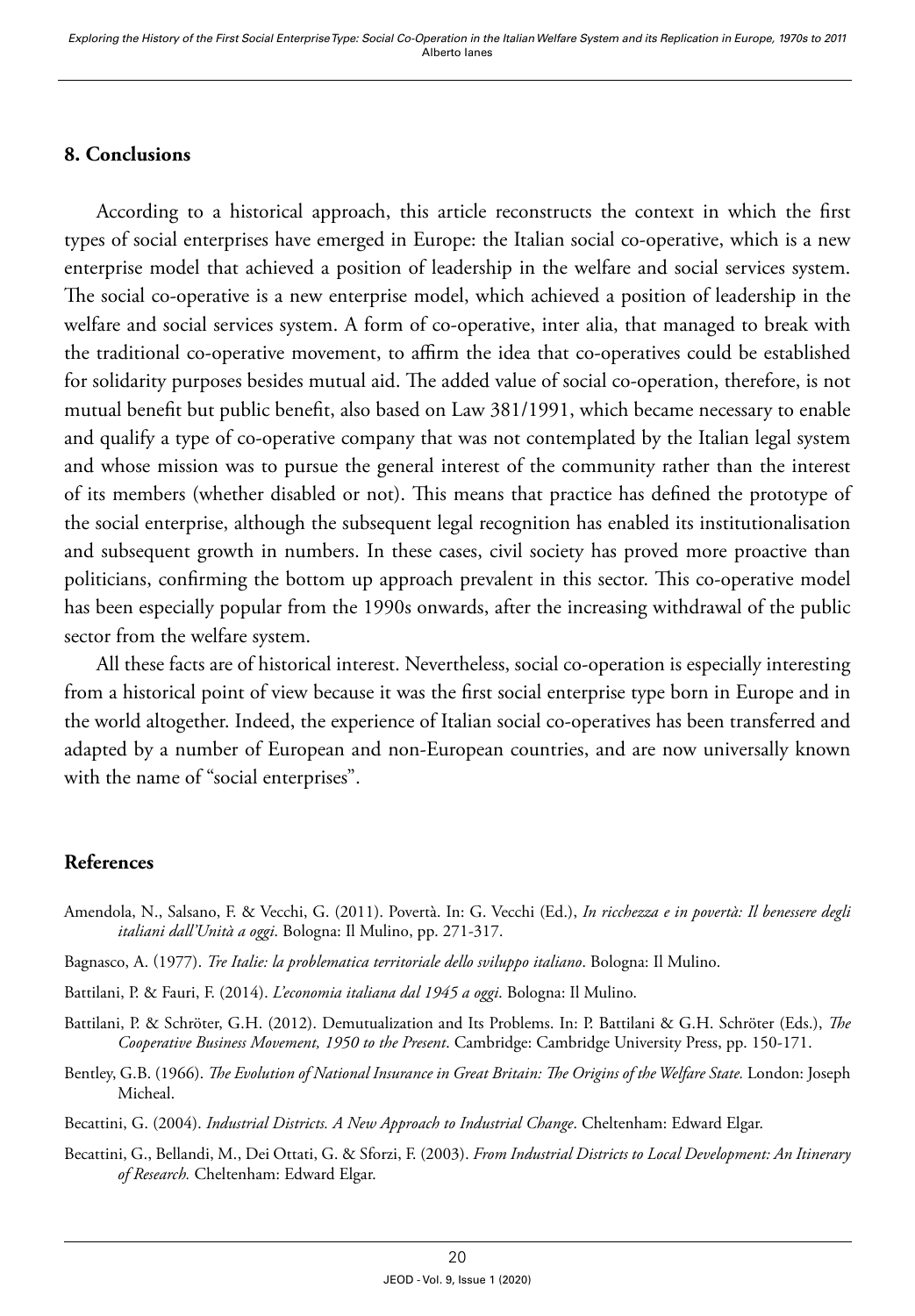## 8. Conclusions

According to a historical approach, this article reconstructs the context in which the first types of social enterprises have emerged in Europe: the Italian social co-operative, which is a new enterprise model that achieved a position of leadership in the welfare and social services system. The social co-operative is a new enterprise model, which achieved a position of leadership in the welfare and social services system. A form of co-operative, inter alia, that managed to break with the traditional co-operative movement, to affirm the idea that co-operatives could be established for solidarity purposes besides mutual aid. The added value of social co-operation, therefore, is not mutual benefit but public benefit, also based on Law 381/1991, which became necessary to enable and qualify a type of co-operative company that was not contemplated by the Italian legal system and whose mission was to pursue the general interest of the community rather than the interest of its members (whether disabled or not). This means that practice has defined the prototype of the social enterprise, although the subsequent legal recognition has enabled its institutionalisation and subsequent growth in numbers. In these cases, civil society has proved more proactive than politicians, confirming the bottom up approach prevalent in this sector. This co-operative model has been especially popular from the 1990s onwards, after the increasing withdrawal of the public sector from the welfare system.

All these facts are of historical interest. Nevertheless, social co-operation is especially interesting from a historical point of view because it was the first social enterprise type born in Europe and in the world altogether. Indeed, the experience of Italian social co-operatives has been transferred and adapted by a number of European and non-European countries, and are now universally known with the name of "social enterprises".

## References

Amendola, N., Salsano, F. & Vecchi, G. (2011). Povertà. In: G. Vecchi (Ed.), *In ricchezza e in povertà: Il benessere degli italiani dall'Unità a oggi*. Bologna: Il Mulino, pp. 271-317.

Bagnasco, A. (1977). *Tre Italie: la problematica territoriale dello sviluppo italiano*. Bologna: Il Mulino.

Battilani, P. & Fauri, F. (2014). *L'economia italiana dal 1945 a oggi*. Bologna: Il Mulino.

Battilani, P. & Schröter, G.H. (2012). Demutualization and Its Problems. In: P. Battilani & G.H. Schröter (Eds.), *The Cooperative Business Movement, 1950 to the Present*. Cambridge: Cambridge University Press, pp. 150-171.

Bentley, G.B. (1966). *The Evolution of National Insurance in Great Britain: The Origins of the Welfare State.* London: Joseph Micheal.

Becattini, G. (2004). *Industrial Districts. A New Approach to Industrial Change*. Cheltenham: Edward Elgar.

Becattini, G., Bellandi, M., Dei Ottati, G. & Sforzi, F. (2003). *From Industrial Districts to Local Development: An Itinerary of Research.* Cheltenham: Edward Elgar.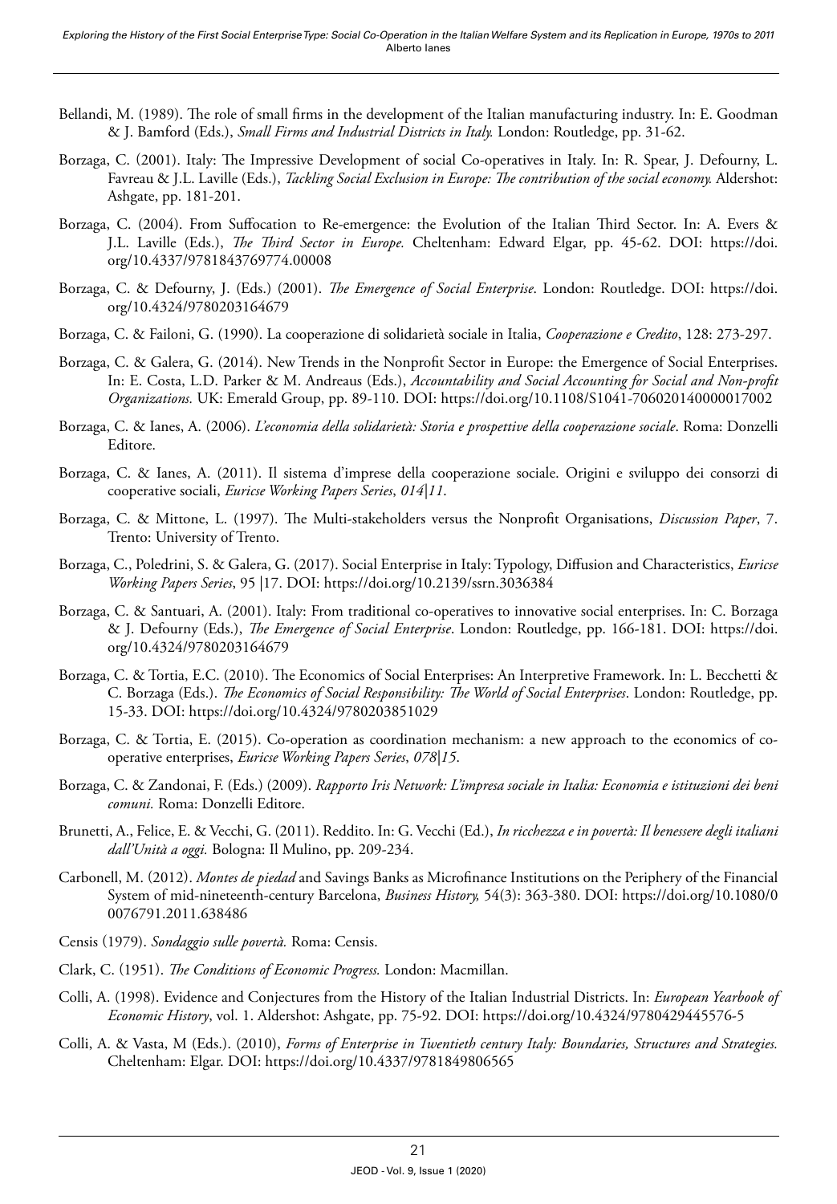Bellandi, M. (1989). The role of small firms in the development of the Italian manufacturing industry. In: E. Goodman & J. Bamford (Eds.), *Small Firms and Industrial Districts in Italy.* London: Routledge, pp. 31-62.

Borzaga, C. (2001). Italy: The Impressive Development of social Co-operatives in Italy. In: R. Spear, J. Defourny, L. Favreau & J.L. Laville (Eds.), *Tackling Social Exclusion in Europe: The contribution of the social economy.* Aldershot: Ashgate, pp. 181-201.

Borzaga, C. (2004). From Suffocation to Re-emergence: the Evolution of the Italian Third Sector. In: A. Evers & J.L. Laville (Eds.), *The Third Sector in Europe.* Cheltenham: Edward Elgar, pp. 45-62. DOI: https://doi.org/10.4337/9781843769774.00008

Borzaga, C. & Defourny, J. (Eds.) (2001). *The Emergence of Social Enterprise*. London: Routledge. DOI: https://doi.org/10.4324/9780203164679

Borzaga, C. & Failoni, G. (1990). La cooperazione di solidarietà sociale in Italia, *Cooperazione e Credito*, 128: 273-297.

Borzaga, C. & Galera, G. (2014). New Trends in the Nonprofit Sector in Europe: the Emergence of Social Enterprises. In: E. Costa, L.D. Parker & M. Andreaus (Eds.), *Accountability and Social Accounting for Social and Non-profit Organizations.* UK: Emerald Group, pp. 89-110. DOI: https://doi.org/10.1108/S1041-706020140000017002

Borzaga, C. & Ianes, A. (2006). *L'economia della solidarietà: Storia e prospettive della cooperazione sociale*. Roma: Donzelli Editore.

Borzaga, C. & Ianes, A. (2011). Il sistema d'imprese della cooperazione sociale. Origini e sviluppo dei consorzi di cooperative sociali, *Euricse Working Papers Series*, *014|11*.

Borzaga, C. & Mittone, L. (1997). The Multi-stakeholders versus the Nonprofit Organisations, *Discussion Paper*, 7. Trento: University of Trento.

Borzaga, C., Poledrini, S. & Galera, G. (2017). Social Enterprise in Italy: Typology, Diffusion and Characteristics, *Euricse Working Papers Series*, 95 |17. DOI: https://doi.org/10.2139/ssrn.3036384

Borzaga, C. & Santuari, A. (2001). Italy: From traditional co-operatives to innovative social enterprises. In: C. Borzaga & J. Defourny (Eds.), *The Emergence of Social Enterprise*. London: Routledge, pp. 166-181. DOI: https://doi.org/10.4324/9780203164679

Borzaga, C. & Tortia, E.C. (2010). The Economics of Social Enterprises: An Interpretive Framework. In: L. Becchetti & C. Borzaga (Eds.). *The Economics of Social Responsibility: The World of Social Enterprises*. London: Routledge, pp. 15-33. DOI: https://doi.org/10.4324/9780203851029

Borzaga, C. & Tortia, E. (2015). Co-operation as coordination mechanism: a new approach to the economics of co-operative enterprises, *Euricse Working Papers Series*, *078|15*.

Borzaga, C. & Zandonai, F. (Eds.) (2009). *Rapporto Iris Network: L'impresa sociale in Italia: Economia e istituzioni dei beni comuni.* Roma: Donzelli Editore.

Brunetti, A., Felice, E. & Vecchi, G. (2011). Reddito. In: G. Vecchi (Ed.), *In ricchezza e in povertà: Il benessere degli italiani dall'Unità a oggi.* Bologna: Il Mulino, pp. 209-234.

Carbonell, M. (2012). *Montes de piedad* and Savings Banks as Microfinance Institutions on the Periphery of the Financial System of mid-nineteenth-century Barcelona, *Business History,* 54(3): 363-380. DOI: https://doi.org/10.1080/00076791.2011.638486

Censis (1979). *Sondaggio sulle povertà.* Roma: Censis.

Clark, C. (1951). *The Conditions of Economic Progress.* London: Macmillan.

Colli, A. (1998). Evidence and Conjectures from the History of the Italian Industrial Districts. In: *European Yearbook of Economic History*, vol. 1. Aldershot: Ashgate, pp. 75-92. DOI: https://doi.org/10.4324/9780429445576-5

Colli, A. & Vasta, M (Eds.). (2010), *Forms of Enterprise in Twentieth century Italy: Boundaries, Structures and Strategies.* Cheltenham: Elgar. DOI: https://doi.org/10.4337/9781849806565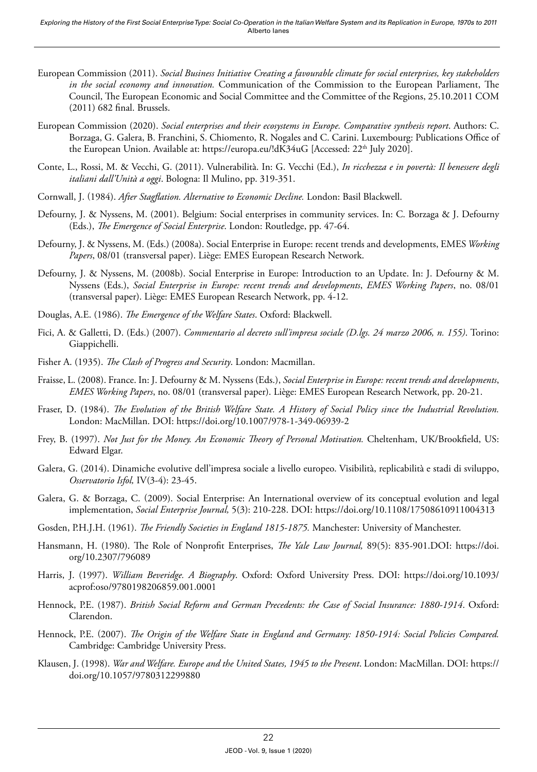European Commission (2011). *Social Business Initiative Creating a favourable climate for social enterprises, key stakeholders in the social economy and innovation.* Communication of the Commission to the European Parliament, The Council, The European Economic and Social Committee and the Committee of the Regions, 25.10.2011 COM (2011) 682 final. Brussels.

European Commission (2020). *Social enterprises and their ecosystems in Europe. Comparative synthesis report*. Authors: C. Borzaga, G. Galera, B. Franchini, S. Chiomento, R. Nogales and C. Carini. Luxembourg: Publications Office of the European Union. Available at: https://europa.eu/!dK34uG [Accessed: 22th July 2020].

Conte, L., Rossi, M. & Vecchi, G. (2011). Vulnerabilità. In: G. Vecchi (Ed.), *In ricchezza e in povertà: Il benessere degli italiani dall'Unità a oggi*. Bologna: Il Mulino, pp. 319-351.

Cornwall, J. (1984). *After Stagflation. Alternative to Economic Decline.* London: Basil Blackwell.

Defourny, J. & Nyssens, M. (2001). Belgium: Social enterprises in community services. In: C. Borzaga & J. Defourny (Eds.), *The Emergence of Social Enterprise*. London: Routledge, pp. 47-64.

Defourny, J. & Nyssens, M. (Eds.) (2008a). Social Enterprise in Europe: recent trends and developments, EMES *Working Papers*, 08/01 (transversal paper). Liège: EMES European Research Network.

Defourny, J. & Nyssens, M. (2008b). Social Enterprise in Europe: Introduction to an Update. In: J. Defourny & M. Nyssens (Eds.), *Social Enterprise in Europe: recent trends and developments*, *EMES Working Papers*, no. 08/01 (transversal paper). Liège: EMES European Research Network, pp. 4-12.

Douglas, A.E. (1986). *The Emergence of the Welfare States*. Oxford: Blackwell.

Fici, A. & Galletti, D. (Eds.) (2007). *Commentario al decreto sull'impresa sociale (D.lgs. 24 marzo 2006, n. 155)*. Torino: Giappichelli.

Fisher A. (1935). *The Clash of Progress and Security*. London: Macmillan.

Fraisse, L. (2008). France. In: J. Defourny & M. Nyssens (Eds.), *Social Enterprise in Europe: recent trends and developments*, *EMES Working Papers*, no. 08/01 (transversal paper). Liège: EMES European Research Network, pp. 20-21.

Fraser, D. (1984). *The Evolution of the British Welfare State. A History of Social Policy since the Industrial Revolution.* London: MacMillan. DOI: https://doi.org/10.1007/978-1-349-06939-2

Frey, B. (1997). *Not Just for the Money. An Economic Theory of Personal Motivation.* Cheltenham, UK/Brookfield, US: Edward Elgar.

Galera, G. (2014). Dinamiche evolutive dell'impresa sociale a livello europeo. Visibilità, replicabilità e stadi di sviluppo, *Osservatorio Isfol,* IV(3-4): 23-45.

Galera, G. & Borzaga, C. (2009). Social Enterprise: An International overview of its conceptual evolution and legal implementation, *Social Enterprise Journal,* 5(3): 210-228. DOI: https://doi.org/10.1108/17508610911004313

Gosden, P.H.J.H. (1961). *The Friendly Societies in England 1815-1875.* Manchester: University of Manchester.

Hansmann, H. (1980). The Role of Nonprofit Enterprises, *The Yale Law Journal,* 89(5): 835-901.DOI: https://doi.org/10.2307/796089

Harris, J. (1997). *William Beveridge. A Biography*. Oxford: Oxford University Press. DOI: https://doi.org/10.1093/acprof:oso/9780198206859.001.0001

Hennock, P.E. (1987). *British Social Reform and German Precedents: the Case of Social Insurance: 1880-1914*. Oxford: Clarendon.

Hennock, P.E. (2007). *The Origin of the Welfare State in England and Germany: 1850-1914: Social Policies Compared.* Cambridge: Cambridge University Press.

Klausen, J. (1998). *War and Welfare. Europe and the United States, 1945 to the Present*. London: MacMillan. DOI: https://doi.org/10.1057/9780312299880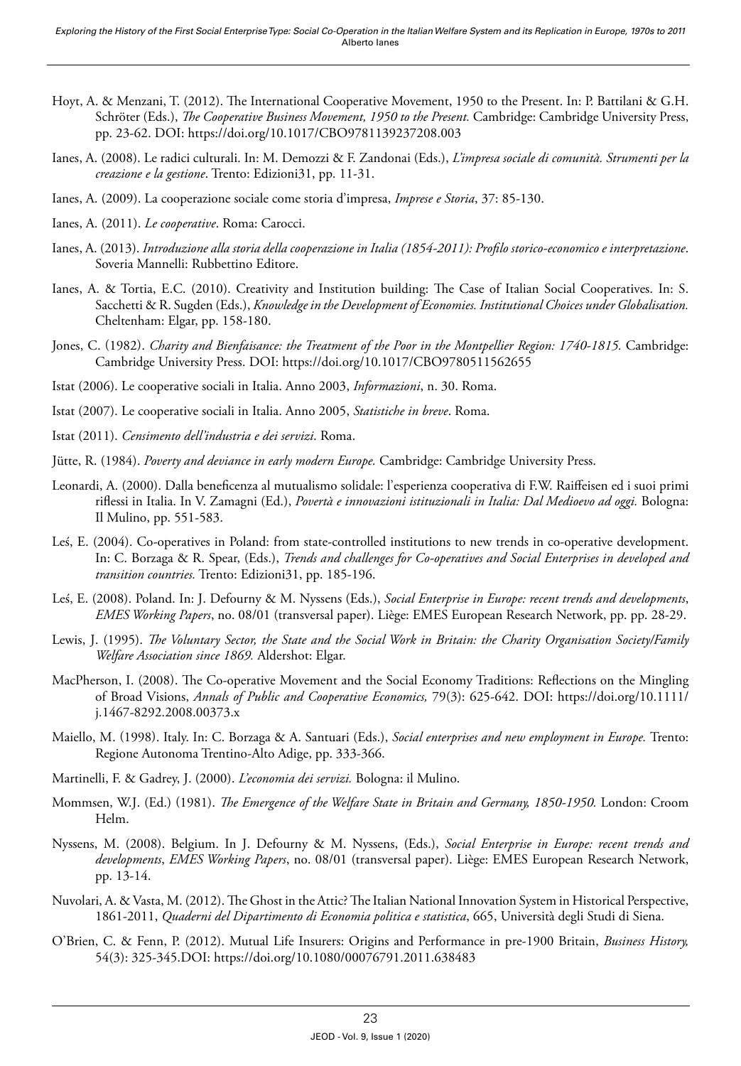Hoyt, A. & Menzani, T. (2012). The International Cooperative Movement, 1950 to the Present. In: P. Battilani & G.H. Schröter (Eds.), *The Cooperative Business Movement, 1950 to the Present.* Cambridge: Cambridge University Press, pp. 23-62. DOI: https://doi.org/10.1017/CBO9781139237208.003

Ianes, A. (2008). Le radici culturali. In: M. Demozzi & F. Zandonai (Eds.), *L'impresa sociale di comunità. Strumenti per la creazione e la gestione*. Trento: Edizioni31, pp. 11-31.

Ianes, A. (2009). La cooperazione sociale come storia d'impresa, *Imprese e Storia*, 37: 85-130.

Ianes, A. (2011). *Le cooperative*. Roma: Carocci.

Ianes, A. (2013). *Introduzione alla storia della cooperazione in Italia (1854-2011): Profilo storico-economico e interpretazione*. Soveria Mannelli: Rubbettino Editore.

Ianes, A. & Tortia, E.C. (2010). Creativity and Institution building: The Case of Italian Social Cooperatives. In: S. Sacchetti & R. Sugden (Eds.), *Knowledge in the Development of Economies. Institutional Choices under Globalisation.* Cheltenham: Elgar, pp. 158-180.

Jones, C. (1982). *Charity and Bienfaisance: the Treatment of the Poor in the Montpellier Region: 1740-1815.* Cambridge: Cambridge University Press. DOI: https://doi.org/10.1017/CBO9780511562655

Istat (2006). Le cooperative sociali in Italia. Anno 2003, *Informazioni*, n. 30. Roma.

Istat (2007). Le cooperative sociali in Italia. Anno 2005, *Statistiche in breve*. Roma.

Istat (2011). *Censimento dell'industria e dei servizi*. Roma.

Jütte, R. (1984). *Poverty and deviance in early modern Europe.* Cambridge: Cambridge University Press.

Leonardi, A. (2000). Dalla beneficenza al mutualismo solidale: l'esperienza cooperativa di F.W. Raiffeisen ed i suoi primi riflessi in Italia. In V. Zamagni (Ed.), *Povertà e innovazioni istituzionali in Italia: Dal Medioevo ad oggi.* Bologna: Il Mulino, pp. 551-583.

Leś, E. (2004). Co-operatives in Poland: from state-controlled institutions to new trends in co-operative development. In: C. Borzaga & R. Spear, (Eds.), *Trends and challenges for Co-operatives and Social Enterprises in developed and transition countries.* Trento: Edizioni31, pp. 185-196.

Leś, E. (2008). Poland. In: J. Defourny & M. Nyssens (Eds.), *Social Enterprise in Europe: recent trends and developments*, *EMES Working Papers*, no. 08/01 (transversal paper). Liège: EMES European Research Network, pp. pp. 28-29.

Lewis, J. (1995). *The Voluntary Sector, the State and the Social Work in Britain: the Charity Organisation Society/Family Welfare Association since 1869.* Aldershot: Elgar.

MacPherson, I. (2008). The Co-operative Movement and the Social Economy Traditions: Reflections on the Mingling of Broad Visions, *Annals of Public and Cooperative Economics,* 79(3): 625-642. DOI: https://doi.org/10.1111/j.1467-8292.2008.00373.x

Maiello, M. (1998). Italy. In: C. Borzaga & A. Santuari (Eds.), *Social enterprises and new employment in Europe.* Trento: Regione Autonoma Trentino-Alto Adige, pp. 333-366.

Martinelli, F. & Gadrey, J. (2000). *L'economia dei servizi.* Bologna: il Mulino.

Mommsen, W.J. (Ed.) (1981). *The Emergence of the Welfare State in Britain and Germany, 1850-1950.* London: Croom Helm.

Nyssens, M. (2008). Belgium. In J. Defourny & M. Nyssens, (Eds.), *Social Enterprise in Europe: recent trends and developments*, *EMES Working Papers*, no. 08/01 (transversal paper). Liège: EMES European Research Network, pp. 13-14.

Nuvolari, A. & Vasta, M. (2012). The Ghost in the Attic? The Italian National Innovation System in Historical Perspective, 1861-2011, *Quaderni del Dipartimento di Economia politica e statistica*, 665, Università degli Studi di Siena.

O'Brien, C. & Fenn, P. (2012). Mutual Life Insurers: Origins and Performance in pre-1900 Britain, *Business History,* 54(3): 325-345.DOI: https://doi.org/10.1080/00076791.2011.638483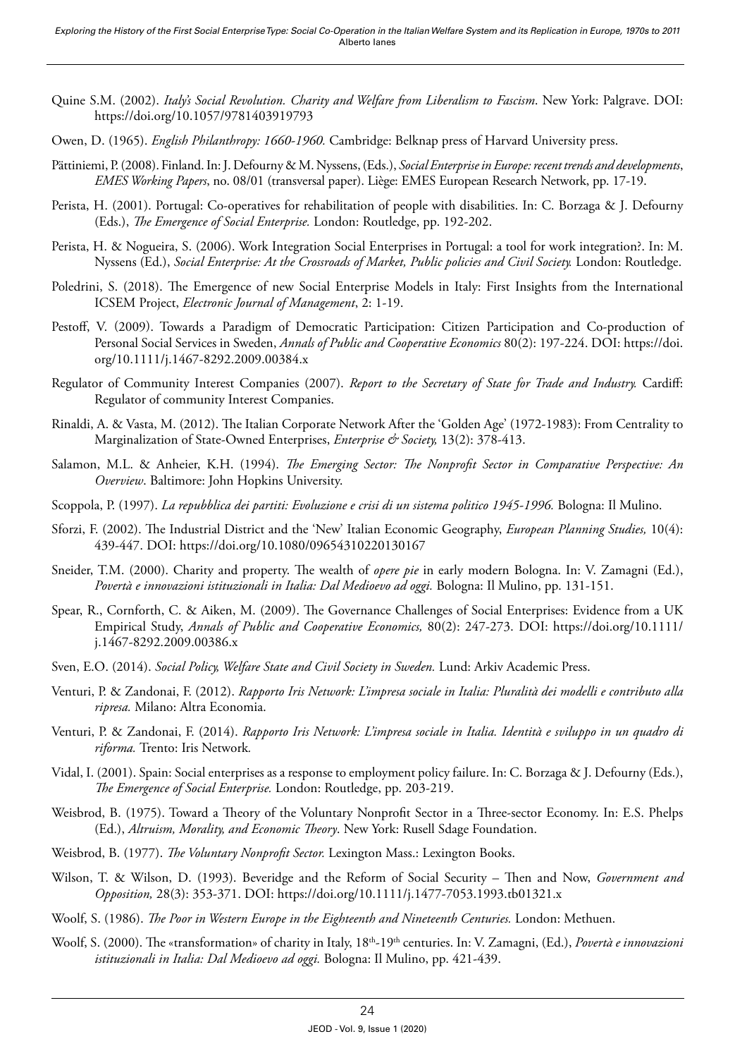Quine S.M. (2002). *Italy's Social Revolution. Charity and Welfare from Liberalism to Fascism*. New York: Palgrave. DOI: https://doi.org/10.1057/9781403919793

Owen, D. (1965). *English Philanthropy: 1660-1960.* Cambridge: Belknap press of Harvard University press.

Pättiniemi, P. (2008). Finland. In: J. Defourny & M. Nyssens, (Eds.), *Social Enterprise in Europe: recent trends and developments*, *EMES Working Papers*, no. 08/01 (transversal paper). Liège: EMES European Research Network, pp. 17-19.

Perista, H. (2001). Portugal: Co-operatives for rehabilitation of people with disabilities. In: C. Borzaga & J. Defourny (Eds.), *The Emergence of Social Enterprise.* London: Routledge, pp. 192-202.

Perista, H. & Nogueira, S. (2006). Work Integration Social Enterprises in Portugal: a tool for work integration?. In: M. Nyssens (Ed.), *Social Enterprise: At the Crossroads of Market, Public policies and Civil Society.* London: Routledge.

Poledrini, S. (2018). The Emergence of new Social Enterprise Models in Italy: First Insights from the International ICSEM Project, *Electronic Journal of Management*, 2: 1-19.

Pestoff, V. (2009). Towards a Paradigm of Democratic Participation: Citizen Participation and Co-production of Personal Social Services in Sweden, *Annals of Public and Cooperative Economics* 80(2): 197-224. DOI: https://doi.org/10.1111/j.1467-8292.2009.00384.x

Regulator of Community Interest Companies (2007). *Report to the Secretary of State for Trade and Industry.* Cardiff: Regulator of community Interest Companies.

Rinaldi, A. & Vasta, M. (2012). The Italian Corporate Network After the 'Golden Age' (1972-1983): From Centrality to Marginalization of State-Owned Enterprises, *Enterprise & Society,* 13(2): 378-413.

Salamon, M.L. & Anheier, K.H. (1994). *The Emerging Sector: The Nonprofit Sector in Comparative Perspective: An Overview*. Baltimore: John Hopkins University.

Scoppola, P. (1997). *La repubblica dei partiti: Evoluzione e crisi di un sistema politico 1945-1996.* Bologna: Il Mulino.

Sforzi, F. (2002). The Industrial District and the 'New' Italian Economic Geography, *European Planning Studies,* 10(4): 439-447. DOI: https://doi.org/10.1080/09654310220130167

Sneider, T.M. (2000). Charity and property. The wealth of *opere pie* in early modern Bologna. In: V. Zamagni (Ed.), *Povertà e innovazioni istituzionali in Italia: Dal Medioevo ad oggi.* Bologna: Il Mulino, pp. 131-151.

Spear, R., Cornforth, C. & Aiken, M. (2009). The Governance Challenges of Social Enterprises: Evidence from a UK Empirical Study, *Annals of Public and Cooperative Economics,* 80(2): 247-273. DOI: https://doi.org/10.1111/j.1467-8292.2009.00386.x

Sven, E.O. (2014). *Social Policy, Welfare State and Civil Society in Sweden.* Lund: Arkiv Academic Press.

Venturi, P. & Zandonai, F. (2012). *Rapporto Iris Network: L'impresa sociale in Italia: Pluralità dei modelli e contributo alla ripresa.* Milano: Altra Economia.

Venturi, P. & Zandonai, F. (2014). *Rapporto Iris Network: L'impresa sociale in Italia. Identità e sviluppo in un quadro di riforma.* Trento: Iris Network.

Vidal, I. (2001). Spain: Social enterprises as a response to employment policy failure. In: C. Borzaga & J. Defourny (Eds.), *The Emergence of Social Enterprise.* London: Routledge, pp. 203-219.

Weisbrod, B. (1975). Toward a Theory of the Voluntary Nonprofit Sector in a Three-sector Economy. In: E.S. Phelps (Ed.), *Altruism, Morality, and Economic Theory*. New York: Rusell Sdage Foundation.

Weisbrod, B. (1977). *The Voluntary Nonprofit Sector.* Lexington Mass.: Lexington Books.

Wilson, T. & Wilson, D. (1993). Beveridge and the Reform of Social Security – Then and Now, *Government and Opposition,* 28(3): 353-371. DOI: https://doi.org/10.1111/j.1477-7053.1993.tb01321.x

Woolf, S. (1986). *The Poor in Western Europe in the Eighteenth and Nineteenth Centuries.* London: Methuen.

Woolf, S. (2000). The «transformation» of charity in Italy, 18th-19th centuries. In: V. Zamagni, (Ed.), *Povertà e innovazioni istituzionali in Italia: Dal Medioevo ad oggi.* Bologna: Il Mulino, pp. 421-439.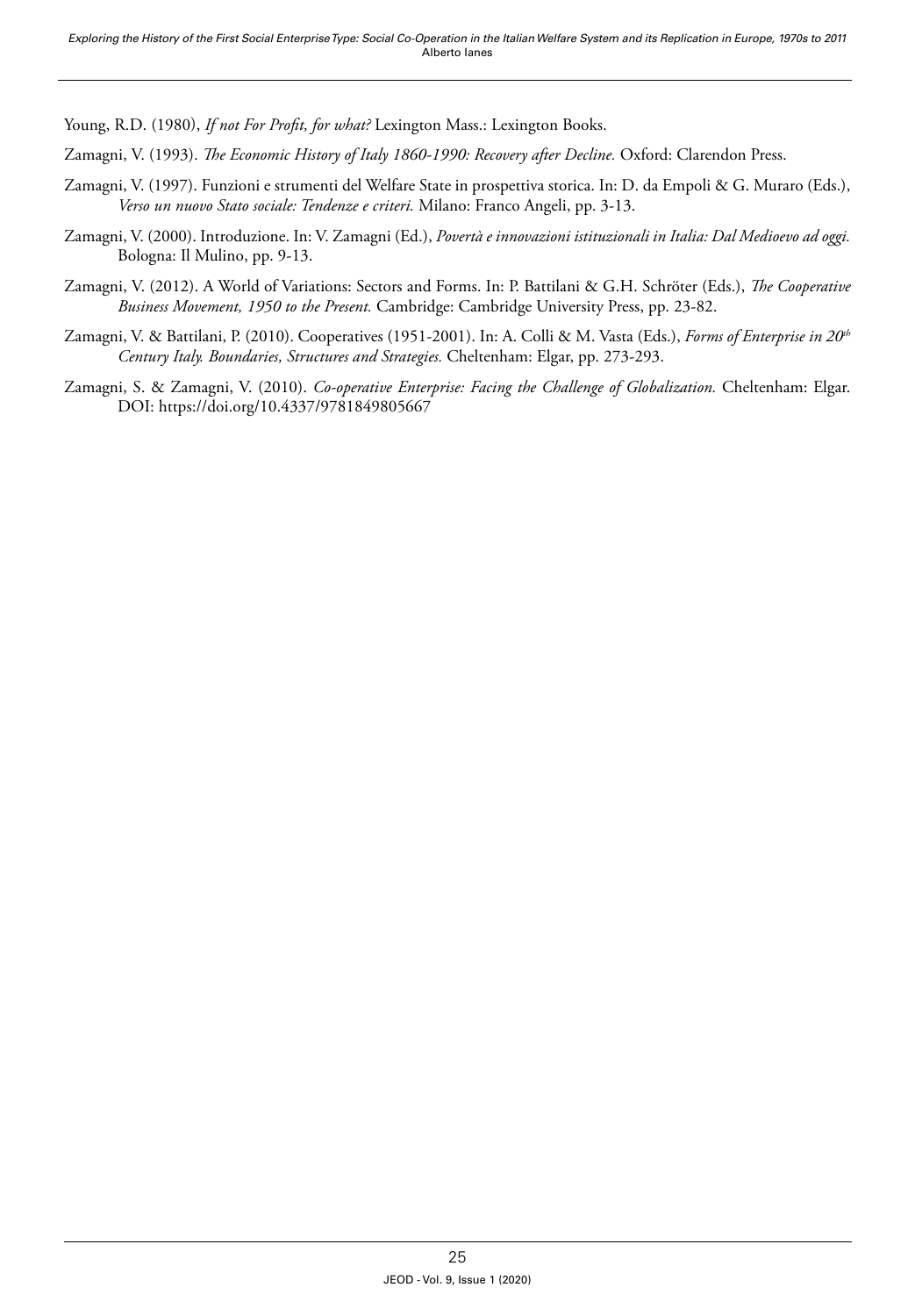Young, R.D. (1980), *If not For Profit, for what?* Lexington Mass.: Lexington Books.

Zamagni, V. (1993). *The Economic History of Italy 1860-1990: Recovery after Decline.* Oxford: Clarendon Press.

Zamagni, V. (1997). Funzioni e strumenti del Welfare State in prospettiva storica. In: D. da Empoli & G. Muraro (Eds.), *Verso un nuovo Stato sociale: Tendenze e criteri.* Milano: Franco Angeli, pp. 3-13.

Zamagni, V. (2000). Introduzione. In: V. Zamagni (Ed.), *Povertà e innovazioni istituzionali in Italia: Dal Medioevo ad oggi.* Bologna: Il Mulino, pp. 9-13.

Zamagni, V. (2012). A World of Variations: Sectors and Forms. In: P. Battilani & G.H. Schröter (Eds.), *The Cooperative Business Movement, 1950 to the Present.* Cambridge: Cambridge University Press, pp. 23-82.

Zamagni, V. & Battilani, P. (2010). Cooperatives (1951-2001). In: A. Colli & M. Vasta (Eds.), *Forms of Enterprise in 20th Century Italy. Boundaries, Structures and Strategies.* Cheltenham: Elgar, pp. 273-293.

Zamagni, S. & Zamagni, V. (2010). *Co-operative Enterprise: Facing the Challenge of Globalization.* Cheltenham: Elgar. DOI: https://doi.org/10.4337/9781849805667